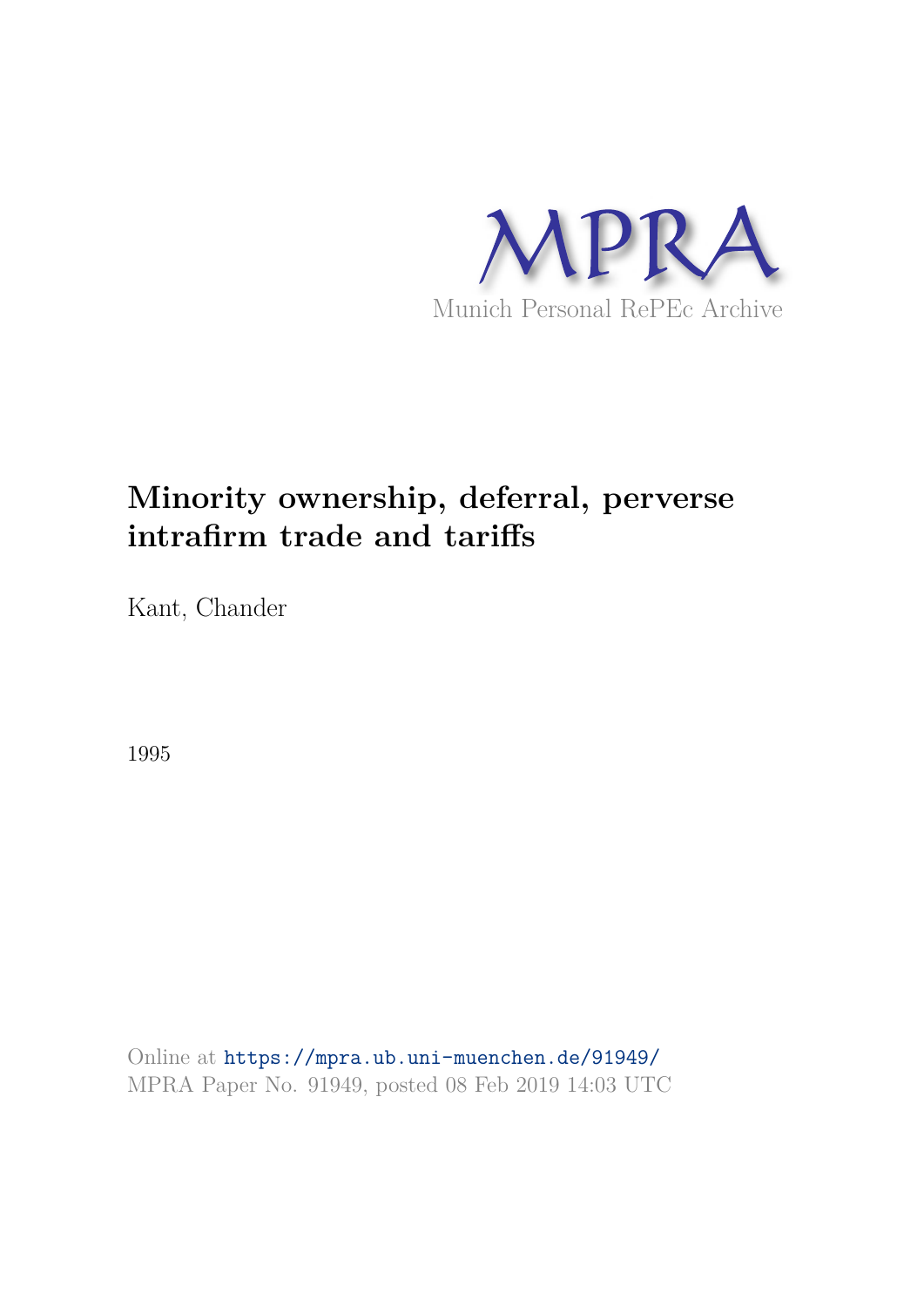MPRA

Munich Personal RePEc Archive

# Minority ownership, deferral, perverse intrafirm trade and tariffs

Kant, Chander

1995

Online at https://mpra.ub.uni-muenchen.de/91949/
MPRA Paper No. 91949, posted 08 Feb 2019 14:03 UTC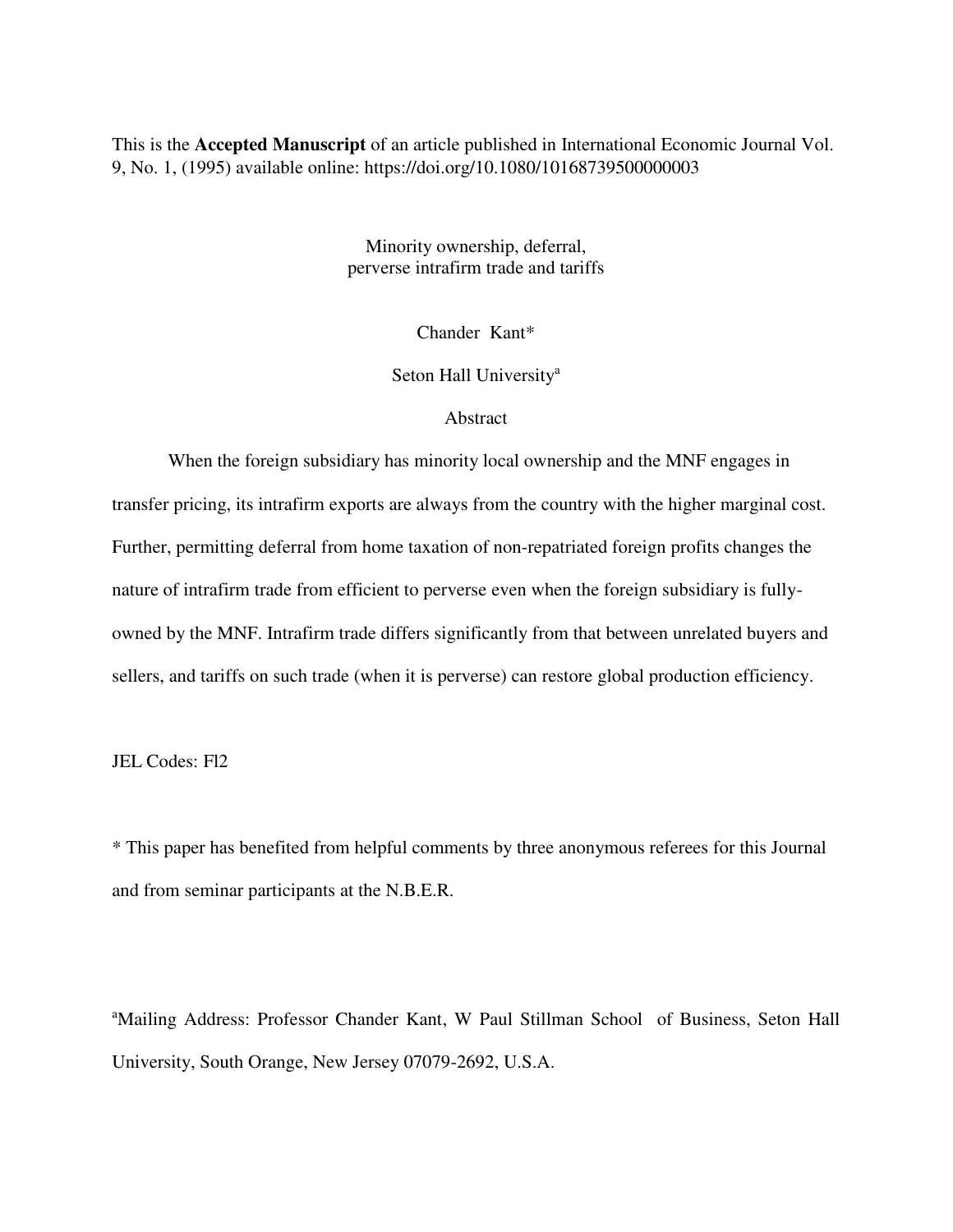This is the **Accepted Manuscript** of an article published in International Economic Journal Vol. 9, No. 1, (1995) available online: https://doi.org/10.1080/10168739500000003

Minority ownership, deferral, perverse intrafirm trade and tariffs

Chander Kant*

Seton Hall University[a]

Abstract

When the foreign subsidiary has minority local ownership and the MNF engages in transfer pricing, its intrafirm exports are always from the country with the higher marginal cost. Further, permitting deferral from home taxation of non-repatriated foreign profits changes the nature of intrafirm trade from efficient to perverse even when the foreign subsidiary is fully-owned by the MNF. Intrafirm trade differs significantly from that between unrelated buyers and sellers, and tariffs on such trade (when it is perverse) can restore global production efficiency.

JEL Codes: Fl2

\* This paper has benefited from helpful comments by three anonymous referees for this Journal and from seminar participants at the N.B.E.R.

[a]Mailing Address: Professor Chander Kant, W Paul Stillman School of Business, Seton Hall University, South Orange, New Jersey 07079-2692, U.S.A.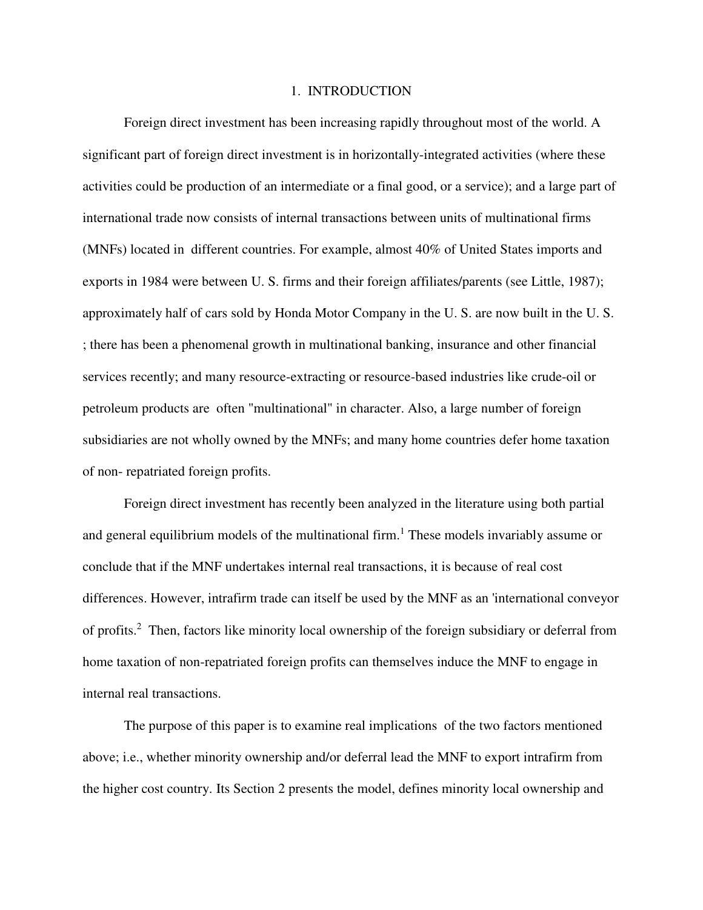# 1. INTRODUCTION

Foreign direct investment has been increasing rapidly throughout most of the world. A significant part of foreign direct investment is in horizontally-integrated activities (where these activities could be production of an intermediate or a final good, or a service); and a large part of international trade now consists of internal transactions between units of multinational firms (MNFs) located in different countries. For example, almost 40% of United States imports and exports in 1984 were between U. S. firms and their foreign affiliates/parents (see Little, 1987); approximately half of cars sold by Honda Motor Company in the U. S. are now built in the U. S. ; there has been a phenomenal growth in multinational banking, insurance and other financial services recently; and many resource-extracting or resource-based industries like crude-oil or petroleum products are often "multinational" in character. Also, a large number of foreign subsidiaries are not wholly owned by the MNFs; and many home countries defer home taxation of non- repatriated foreign profits.

Foreign direct investment has recently been analyzed in the literature using both partial and general equilibrium models of the multinational firm.[1] These models invariably assume or conclude that if the MNF undertakes internal real transactions, it is because of real cost differences. However, intrafirm trade can itself be used by the MNF as an 'international conveyor of profits.[2] Then, factors like minority local ownership of the foreign subsidiary or deferral from home taxation of non-repatriated foreign profits can themselves induce the MNF to engage in internal real transactions.

The purpose of this paper is to examine real implications of the two factors mentioned above; i.e., whether minority ownership and/or deferral lead the MNF to export intrafirm from the higher cost country. Its Section 2 presents the model, defines minority local ownership and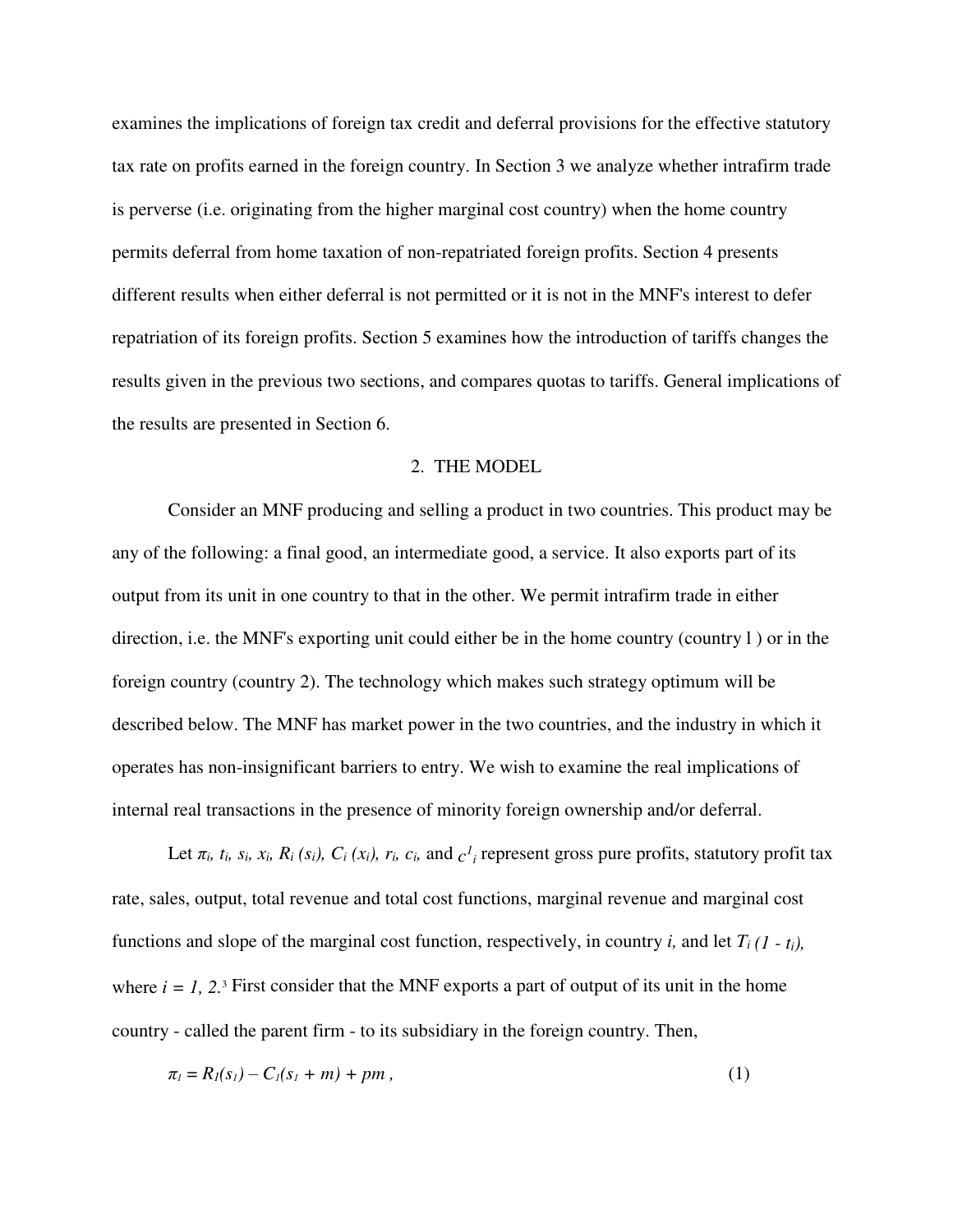examines the implications of foreign tax credit and deferral provisions for the effective statutory tax rate on profits earned in the foreign country. In Section 3 we analyze whether intrafirm trade is perverse (i.e. originating from the higher marginal cost country) when the home country permits deferral from home taxation of non-repatriated foreign profits. Section 4 presents different results when either deferral is not permitted or it is not in the MNF's interest to defer repatriation of its foreign profits. Section 5 examines how the introduction of tariffs changes the results given in the previous two sections, and compares quotas to tariffs. General implications of the results are presented in Section 6.

## 2. THE MODEL

Consider an MNF producing and selling a product in two countries. This product may be any of the following: a final good, an intermediate good, a service. It also exports part of its output from its unit in one country to that in the other. We permit intrafirm trade in either direction, i.e. the MNF's exporting unit could either be in the home country (country 1 ) or in the foreign country (country 2). The technology which makes such strategy optimum will be described below. The MNF has market power in the two countries, and the industry in which it operates has non-insignificant barriers to entry. We wish to examine the real implications of internal real transactions in the presence of minority foreign ownership and/or deferral.

Let $\pi_i$, $t_i$, $s_i$, $x_i$, $R_i(s_i)$, $C_i(x_i)$, $r_i$, $c_i$, and $c^1_i$ represent gross pure profits, statutory profit tax rate, sales, output, total revenue and total cost functions, marginal revenue and marginal cost functions and slope of the marginal cost function, respectively, in country $i$, and let $T_i (1 - t_i)$, where $i = 1, 2$.[3] First consider that the MNF exports a part of output of its unit in the home country - called the parent firm - to its subsidiary in the foreign country. Then,

$$\pi_1 = R_1(s_1) - C_1(s_1 + m) + pm \,, \tag{1}$$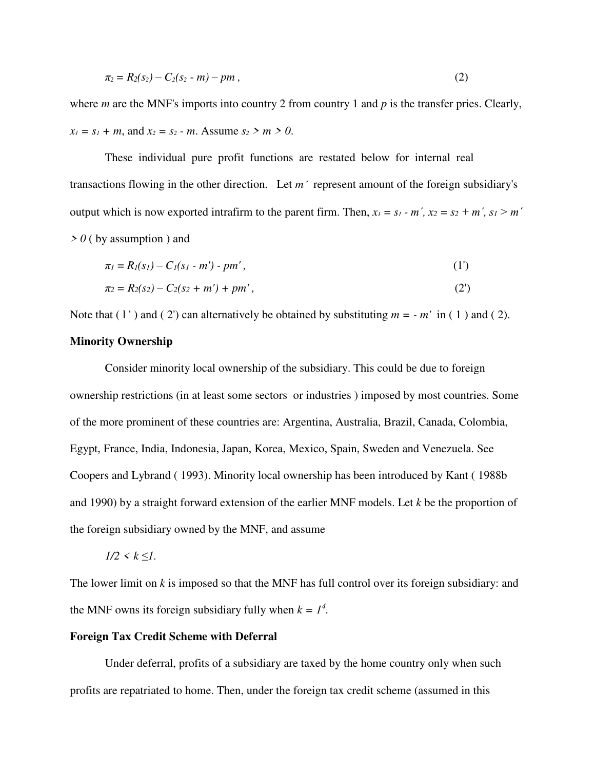$$\pi_2 = R_2(s_2) – C_2(s_2 - m) – pm\ , \tag{2}$$

where $m$ are the MNF's imports into country 2 from country 1 and $p$ is the transfer pries. Clearly, $x_1 = s_1 + m$, and $x_2 = s_2 - m$. Assume $s_2 > m > 0$.

These individual pure profit functions are restated below for internal real transactions flowing in the other direction. Let $m'$ represent amount of the foreign subsidiary's output which is now exported intrafirm to the parent firm. Then, $x_1 = s_1 - m'$, $x_2 = s_2 + m'$, $s_1 > m' > 0$ ( by assumption ) and

$$\pi_1 = R_1(s_1) – C_1(s_1 - m') - pm'\ , \tag{1'}$$

$$\pi_2 = R_2(s_2) – C_2(s_2 + m') + pm'\ , \tag{2'}$$

Note that ( 1' ) and ( 2') can alternatively be obtained by substituting $m = - m'$ in ( 1 ) and ( 2).

**Minority Ownership**

Consider minority local ownership of the subsidiary. This could be due to foreign ownership restrictions (in at least some sectors or industries ) imposed by most countries. Some of the more prominent of these countries are: Argentina, Australia, Brazil, Canada, Colombia, Egypt, France, India, Indonesia, Japan, Korea, Mexico, Spain, Sweden and Venezuela. See Coopers and Lybrand ( 1993). Minority local ownership has been introduced by Kant ( 1988b and 1990) by a straight forward extension of the earlier MNF models. Let $k$ be the proportion of the foreign subsidiary owned by the MNF, and assume

$$1/2 < k \leq 1.$$

The lower limit on $k$ is imposed so that the MNF has full control over its foreign subsidiary: and the MNF owns its foreign subsidiary fully when $k = 1$[4].

**Foreign Tax Credit Scheme with Deferral**

Under deferral, profits of a subsidiary are taxed by the home country only when such profits are repatriated to home. Then, under the foreign tax credit scheme (assumed in this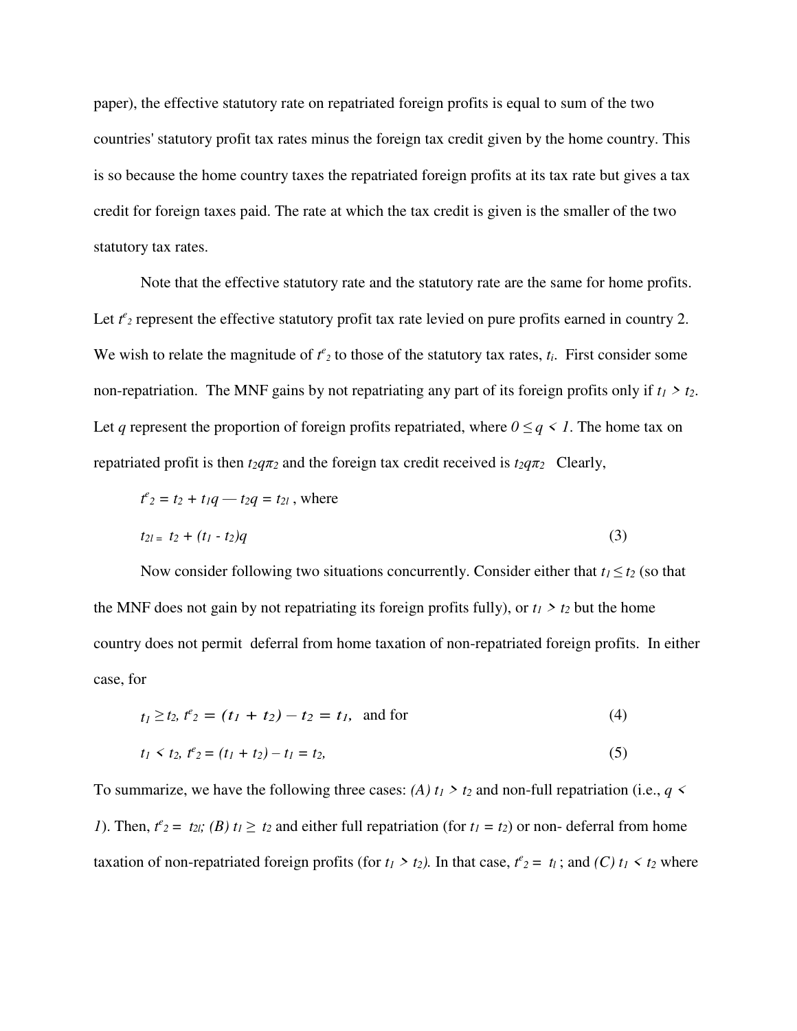paper), the effective statutory rate on repatriated foreign profits is equal to sum of the two countries' statutory profit tax rates minus the foreign tax credit given by the home country. This is so because the home country taxes the repatriated foreign profits at its tax rate but gives a tax credit for foreign taxes paid. The rate at which the tax credit is given is the smaller of the two statutory tax rates.

Note that the effective statutory rate and the statutory rate are the same for home profits. Let $t^e_2$ represent the effective statutory profit tax rate levied on pure profits earned in country 2. We wish to relate the magnitude of $t^e_2$ to those of the statutory tax rates, $t_i$. First consider some non-repatriation. The MNF gains by not repatriating any part of its foreign profits only if $t_1 > t_2$. Let $q$ represent the proportion of foreign profits repatriated, where $0 \leq q < 1$. The home tax on repatriated profit is then $t_2 q\pi_2$ and the foreign tax credit received is $t_2 q\pi_2$ Clearly,

$$t^e_2 = t_2 + t_1 q — t_2 q = t_{2l} \text{, where}$$

$$t_{2l} = t_2 + (t_1 - t_2)q \tag{3}$$

Now consider following two situations concurrently. Consider either that $t_1 \leq t_2$ (so that the MNF does not gain by not repatriating its foreign profits fully), or $t_1 > t_2$ but the home country does not permit deferral from home taxation of non-repatriated foreign profits. In either case, for

$$t_1 \geq t_2,\ t^e_2 = (t_1 + t_2) - t_2 = t_1, \quad \text{and for} \tag{4}$$

$$t_1 < t_2,\ t^e_2 = (t_1 + t_2) - t_1 = t_2, \tag{5}$$

To summarize, we have the following three cases: *(A)* $t_1 > t_2$ and non-full repatriation (i.e., $q < 1$). Then, $t^e_2 = t_{2l}$; *(B)* $t_1 \geq t_2$ and either full repatriation (for $t_1 = t_2$) or non- deferral from home taxation of non-repatriated foreign profits (for $t_1 > t_2$). In that case, $t^e_2 = t_l$ ; and *(C)* $t_1 < t_2$ where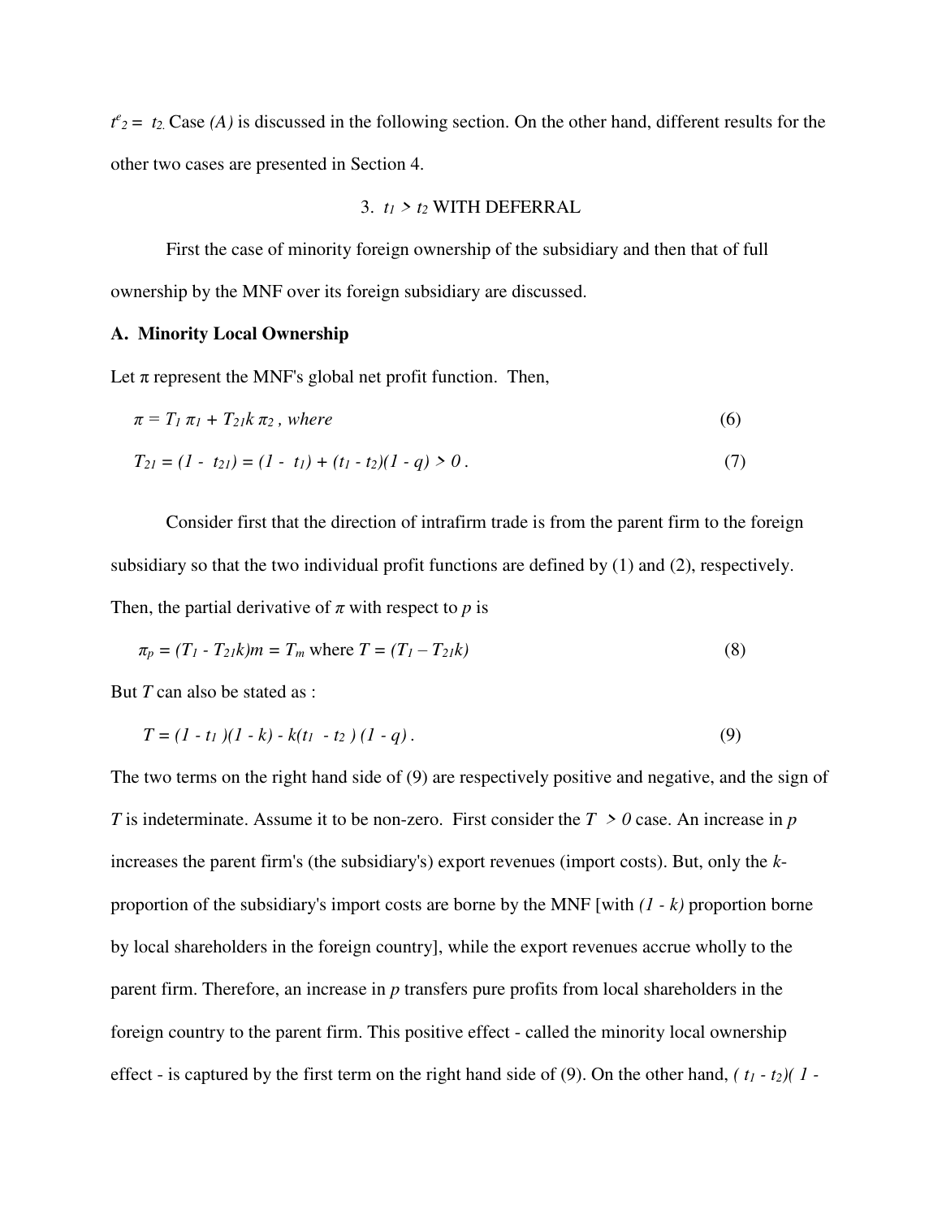$t^e_2 = t_2$. Case *(A)* is discussed in the following section. On the other hand, different results for the other two cases are presented in Section 4.

## 3. $t_1 > t_2$ WITH DEFERRAL

First the case of minority foreign ownership of the subsidiary and then that of full ownership by the MNF over its foreign subsidiary are discussed.

### A. Minority Local Ownership

Let $\pi$ represent the MNF's global net profit function. Then,

$$\pi = T_1 \pi_1 + T_{21} k \pi_2 \text{, where} \tag{6}$$

$$T_{21} = (1 - t_{21}) = (1 - t_1) + (t_1 - t_2)(1 - q) > 0 . \tag{7}$$

Consider first that the direction of intrafirm trade is from the parent firm to the foreign subsidiary so that the two individual profit functions are defined by (1) and (2), respectively. Then, the partial derivative of $\pi$ with respect to $p$ is

$$\pi_p = (T_1 - T_{21}k)m = T_m \text{ where } T = (T_1 - T_{21}k) \tag{8}$$

But $T$ can also be stated as :

$$T = (1 - t_1)(1 - k) - k(t_1 - t_2)(1 - q) . \tag{9}$$

The two terms on the right hand side of (9) are respectively positive and negative, and the sign of $T$ is indeterminate. Assume it to be non-zero. First consider the $T > 0$ case. An increase in $p$ increases the parent firm's (the subsidiary's) export revenues (import costs). But, only the $k$-proportion of the subsidiary's import costs are borne by the MNF [with $(1 - k)$ proportion borne by local shareholders in the foreign country], while the export revenues accrue wholly to the parent firm. Therefore, an increase in $p$ transfers pure profits from local shareholders in the foreign country to the parent firm. This positive effect - called the minority local ownership effect - is captured by the first term on the right hand side of (9). On the other hand, $(t_1 - t_2)(1 -$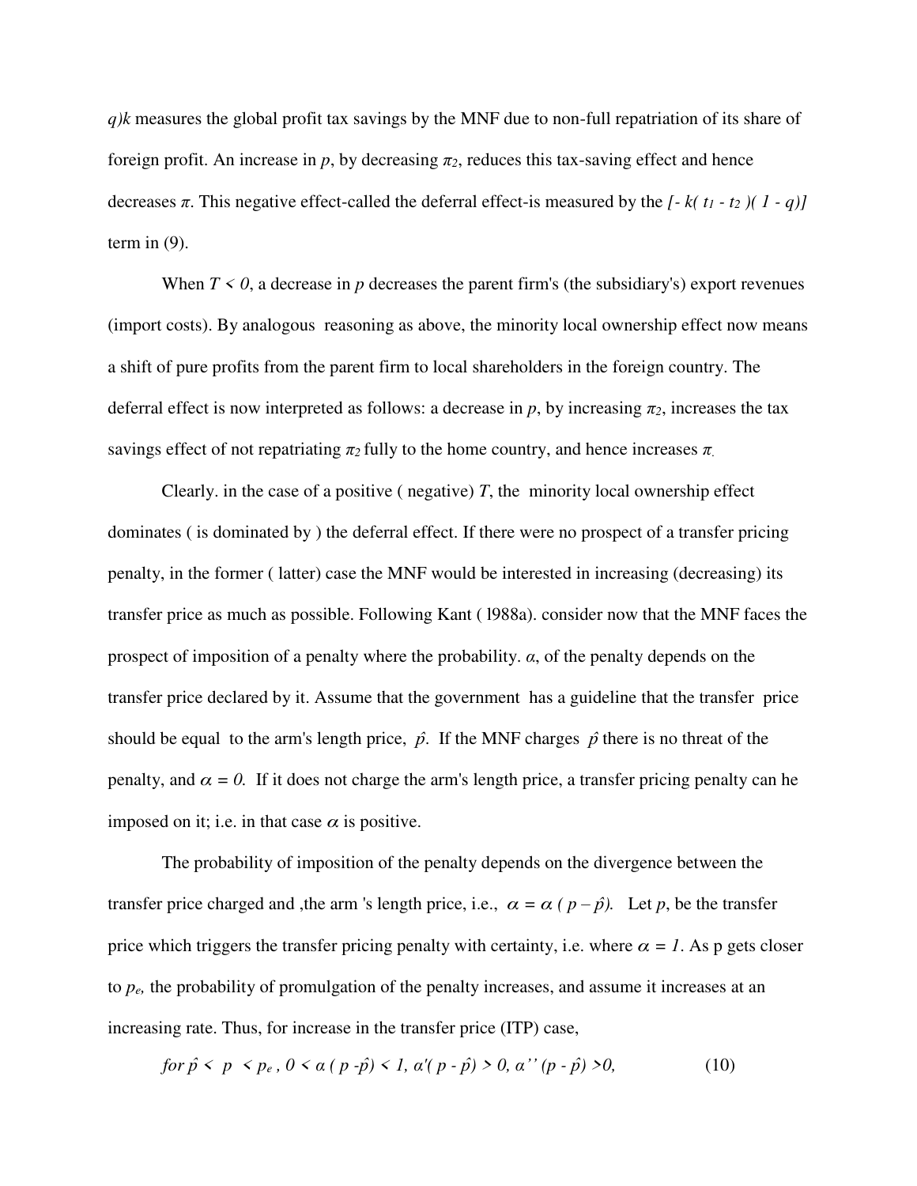$q)k$ measures the global profit tax savings by the MNF due to non-full repatriation of its share of foreign profit. An increase in $p$, by decreasing $\pi_2$, reduces this tax-saving effect and hence decreases $\pi$. This negative effect-called the deferral effect-is measured by the $[- k( t_1 - t_2 )( 1 - q)]$ term in (9).

When $T < 0$, a decrease in $p$ decreases the parent firm's (the subsidiary's) export revenues (import costs). By analogous reasoning as above, the minority local ownership effect now means a shift of pure profits from the parent firm to local shareholders in the foreign country. The deferral effect is now interpreted as follows: a decrease in $p$, by increasing $\pi_2$, increases the tax savings effect of not repatriating $\pi_2$ fully to the home country, and hence increases $\pi$.

Clearly. in the case of a positive ( negative) $T$, the minority local ownership effect dominates ( is dominated by ) the deferral effect. If there were no prospect of a transfer pricing penalty, in the former ( latter) case the MNF would be interested in increasing (decreasing) its transfer price as much as possible. Following Kant ( l988a). consider now that the MNF faces the prospect of imposition of a penalty where the probability. $\alpha$, of the penalty depends on the transfer price declared by it. Assume that the government has a guideline that the transfer price should be equal to the arm's length price, $\hat{p}$. If the MNF charges $\hat{p}$ there is no threat of the penalty, and $\alpha = 0$. If it does not charge the arm's length price, a transfer pricing penalty can he imposed on it; i.e. in that case $\alpha$ is positive.

The probability of imposition of the penalty depends on the divergence between the transfer price charged and ,the arm 's length price, i.e., $\alpha = \alpha ( p - \hat{p})$. Let $p$, be the transfer price which triggers the transfer pricing penalty with certainty, i.e. where $\alpha = 1$. As p gets closer to $p_e$, the probability of promulgation of the penalty increases, and assume it increases at an increasing rate. Thus, for increase in the transfer price (ITP) case,

$$\text{for } \hat{p} < p < p_e ,\ 0 < \alpha ( p - \hat{p}) < 1,\ \alpha'( p - \hat{p}) > 0,\ \alpha'' (p - \hat{p}) > 0, \qquad (10)$$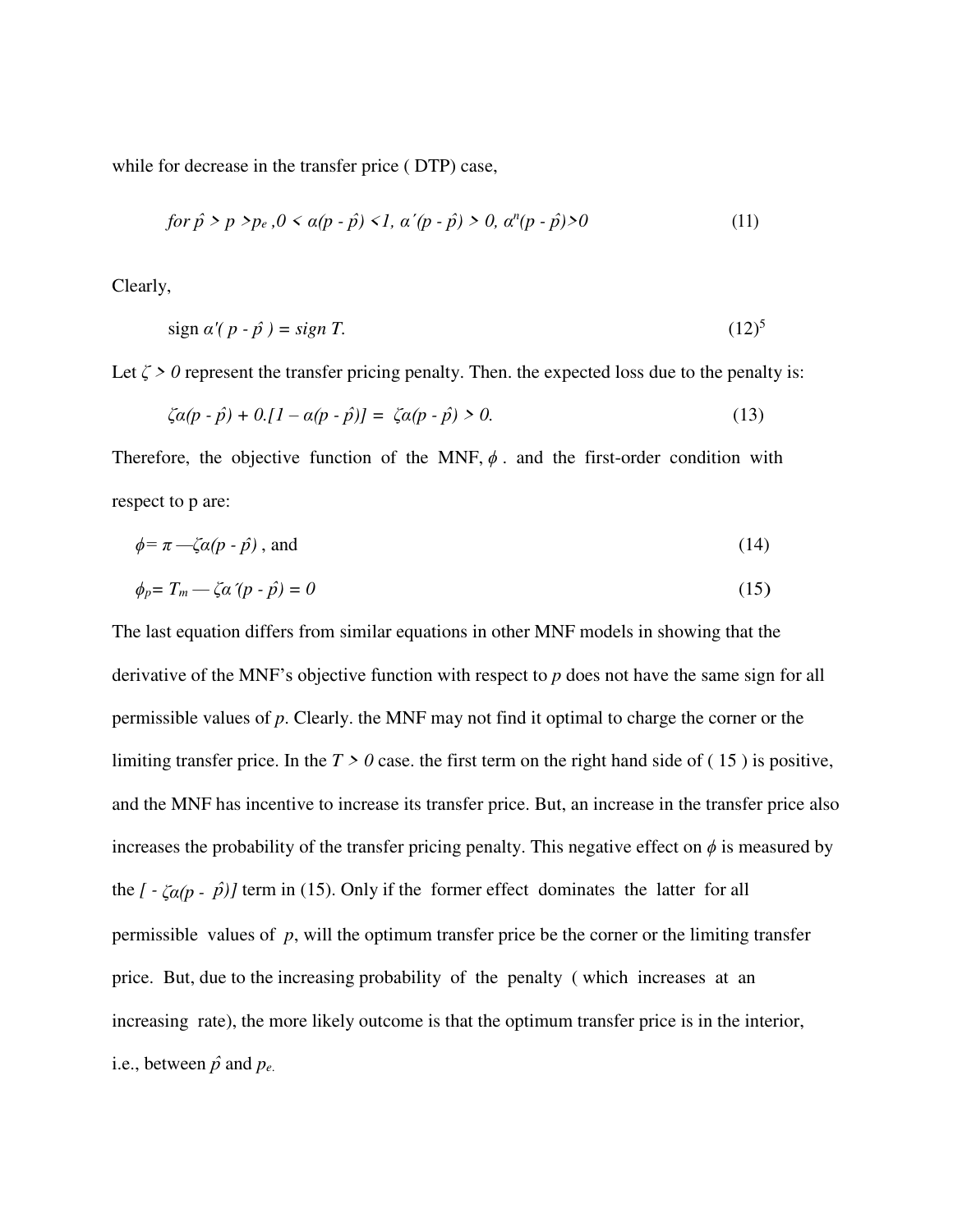while for decrease in the transfer price ( DTP) case,

$$for\ \hat{p} > p > p_e, 0 < \alpha(p - \hat{p}) < 1,\ \alpha'(p - \hat{p}) > 0,\ \alpha''(p - \hat{p}) > 0 \tag{11}$$

Clearly,

$$\text{sign } \alpha'( p - \hat{p} ) = \text{sign } T. \tag{12}$$[5]

Let $\zeta > 0$ represent the transfer pricing penalty. Then. the expected loss due to the penalty is:

$$\zeta\alpha(p - \hat{p}) + 0.[1 - \alpha(p - \hat{p})] = \zeta\alpha(p - \hat{p}) > 0. \tag{13}$$

Therefore, the objective function of the MNF, $\phi$ . and the first-order condition with respect to p are:

$$\phi = \pi - \zeta\alpha(p - \hat{p}) \text{ , and} \tag{14}$$

$$\phi_p = T_m - \zeta\alpha'(p - \hat{p}) = 0 \tag{15}$$

The last equation differs from similar equations in other MNF models in showing that the derivative of the MNF's objective function with respect to *p* does not have the same sign for all permissible values of *p*. Clearly. the MNF may not find it optimal to charge the corner or the limiting transfer price. In the $T > 0$ case. the first term on the right hand side of ( 15 ) is positive, and the MNF has incentive to increase its transfer price. But, an increase in the transfer price also increases the probability of the transfer pricing penalty. This negative effect on $\phi$ is measured by the $[ - \zeta\alpha(p - \hat{p})]$ term in (15). Only if the former effect dominates the latter for all permissible values of *p*, will the optimum transfer price be the corner or the limiting transfer price. But, due to the increasing probability of the penalty ( which increases at an increasing rate), the more likely outcome is that the optimum transfer price is in the interior, i.e., between $\hat{p}$ and $p_e$.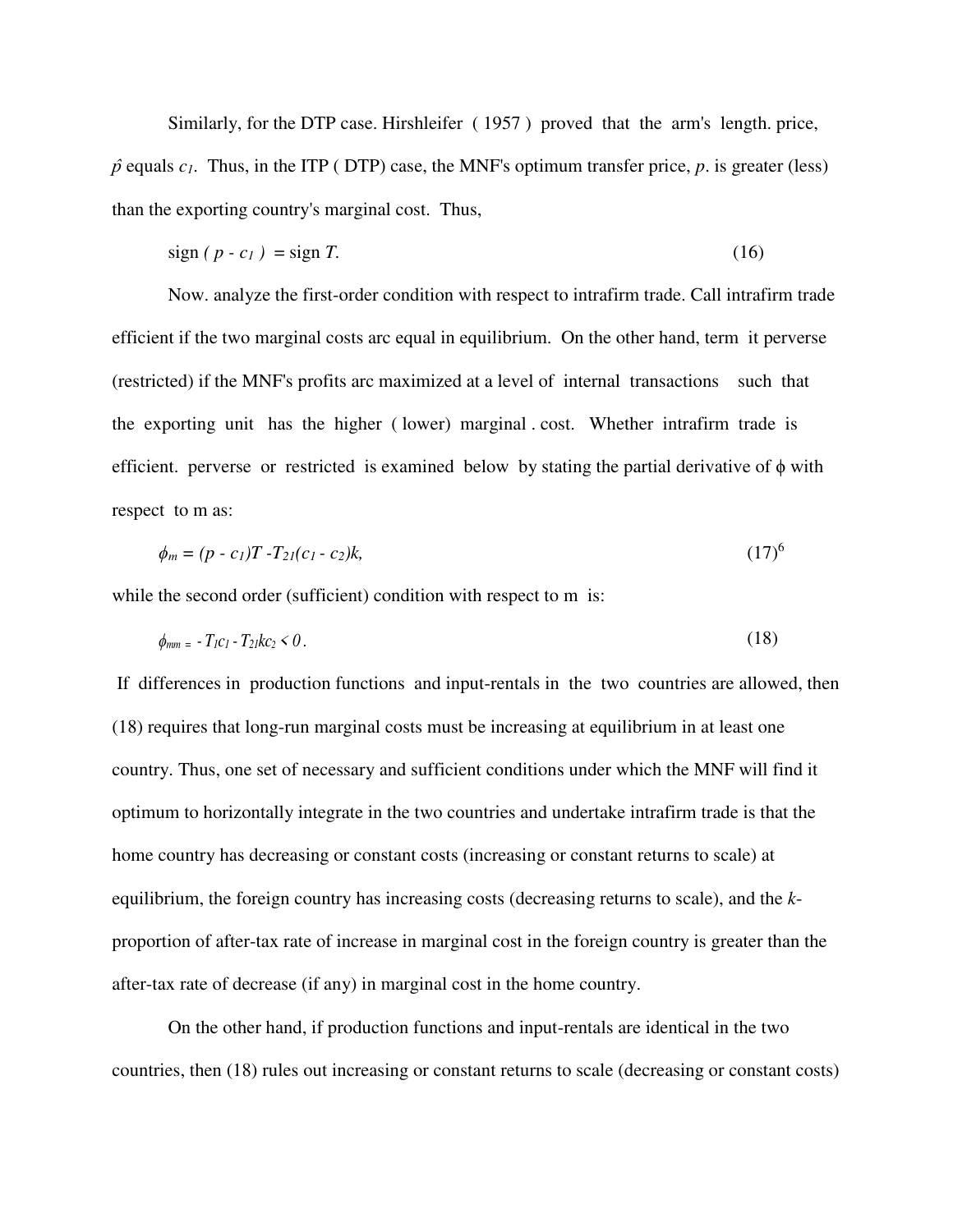Similarly, for the DTP case. Hirshleifer ( 1957 ) proved that the arm's length. price, $\hat{p}$ equals $c_1$. Thus, in the ITP ( DTP) case, the MNF's optimum transfer price, $p$. is greater (less) than the exporting country's marginal cost. Thus,

$$\text{sign}\ (p - c_1) = \text{sign}\ T. \tag{16}$$

Now. analyze the first-order condition with respect to intrafirm trade. Call intrafirm trade efficient if the two marginal costs arc equal in equilibrium. On the other hand, term it perverse (restricted) if the MNF's profits arc maximized at a level of internal transactions such that the exporting unit has the higher ( lower) marginal . cost. Whether intrafirm trade is efficient. perverse or restricted is examined below by stating the partial derivative of $\phi$ with respect to m as:

$$\phi_m = (p - c_1)T - T_{21}(c_1 - c_2)k, \tag{17}$$

[6]

while the second order (sufficient) condition with respect to m is:

$$\phi_{mm} = - T_1 c_1 - T_{21} k c_2 < 0. \tag{18}$$

If differences in production functions and input-rentals in the two countries are allowed, then (18) requires that long-run marginal costs must be increasing at equilibrium in at least one country. Thus, one set of necessary and sufficient conditions under which the MNF will find it optimum to horizontally integrate in the two countries and undertake intrafirm trade is that the home country has decreasing or constant costs (increasing or constant returns to scale) at equilibrium, the foreign country has increasing costs (decreasing returns to scale), and the $k$-proportion of after-tax rate of increase in marginal cost in the foreign country is greater than the after-tax rate of decrease (if any) in marginal cost in the home country.

On the other hand, if production functions and input-rentals are identical in the two countries, then (18) rules out increasing or constant returns to scale (decreasing or constant costs)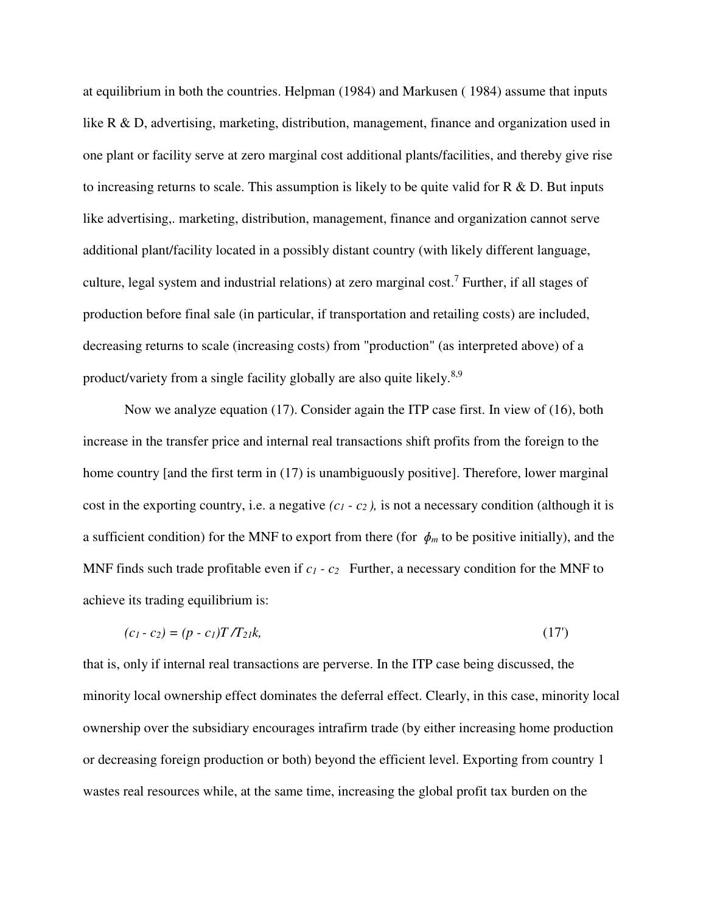at equilibrium in both the countries. Helpman (1984) and Markusen ( 1984) assume that inputs like R & D, advertising, marketing, distribution, management, finance and organization used in one plant or facility serve at zero marginal cost additional plants/facilities, and thereby give rise to increasing returns to scale. This assumption is likely to be quite valid for R & D. But inputs like advertising,. marketing, distribution, management, finance and organization cannot serve additional plant/facility located in a possibly distant country (with likely different language, culture, legal system and industrial relations) at zero marginal cost.[7] Further, if all stages of production before final sale (in particular, if transportation and retailing costs) are included, decreasing returns to scale (increasing costs) from "production" (as interpreted above) of a product/variety from a single facility globally are also quite likely.[8,9]

Now we analyze equation (17). Consider again the ITP case first. In view of (16), both increase in the transfer price and internal real transactions shift profits from the foreign to the home country [and the first term in (17) is unambiguously positive]. Therefore, lower marginal cost in the exporting country, i.e. a negative $(c_1 - c_2)$, is not a necessary condition (although it is a sufficient condition) for the MNF to export from there (for $\phi_m$ to be positive initially), and the MNF finds such trade profitable even if $c_1 - c_2$ Further, a necessary condition for the MNF to achieve its trading equilibrium is:

$$(c_1 - c_2) = (p - c_1)T / T_{21}k, \tag{17'}$$

that is, only if internal real transactions are perverse. In the ITP case being discussed, the minority local ownership effect dominates the deferral effect. Clearly, in this case, minority local ownership over the subsidiary encourages intrafirm trade (by either increasing home production or decreasing foreign production or both) beyond the efficient level. Exporting from country 1 wastes real resources while, at the same time, increasing the global profit tax burden on the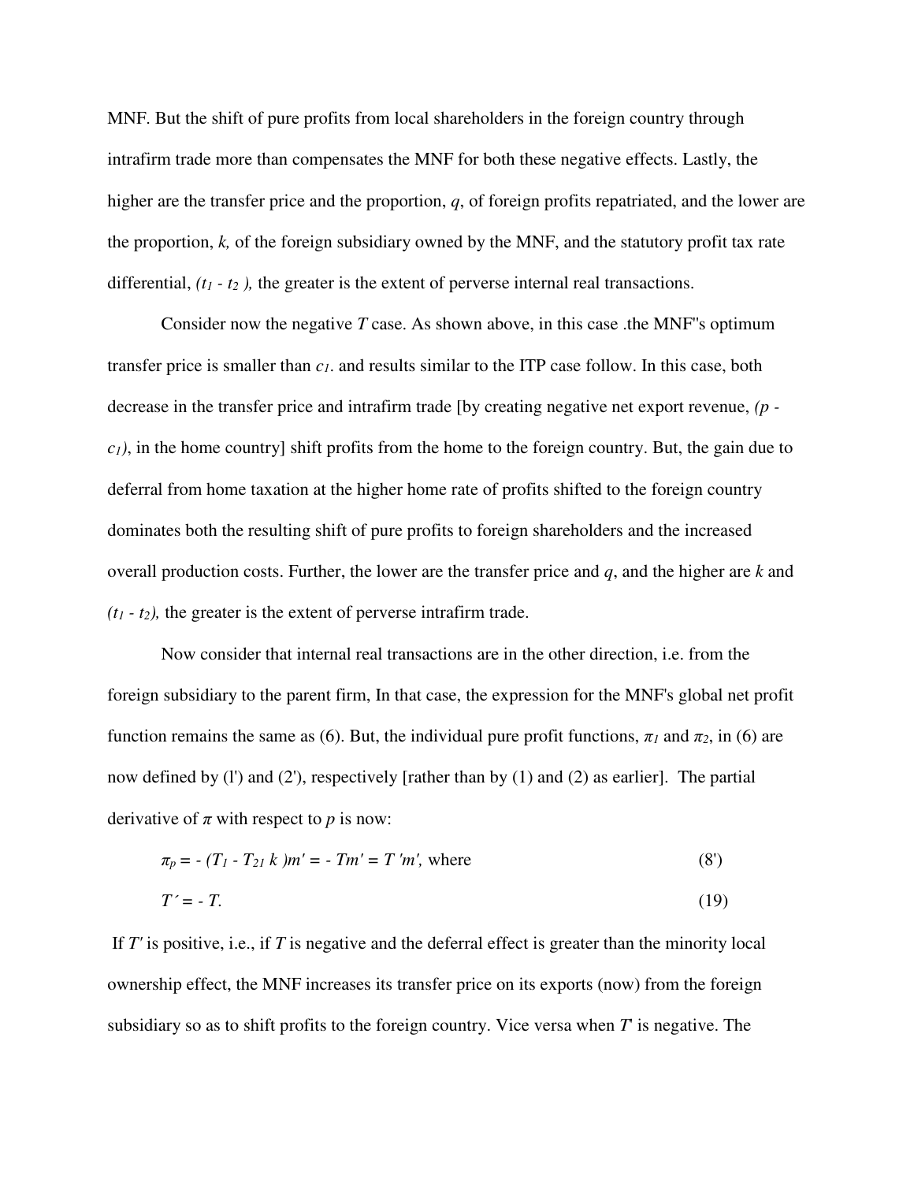MNF. But the shift of pure profits from local shareholders in the foreign country through intrafirm trade more than compensates the MNF for both these negative effects. Lastly, the higher are the transfer price and the proportion, $q$, of foreign profits repatriated, and the lower are the proportion, $k$, of the foreign subsidiary owned by the MNF, and the statutory profit tax rate differential, $(t_1 - t_2)$, the greater is the extent of perverse internal real transactions.

Consider now the negative $T$ case. As shown above, in this case .the MNF''s optimum transfer price is smaller than $c_1$. and results similar to the ITP case follow. In this case, both decrease in the transfer price and intrafirm trade [by creating negative net export revenue, $(p - c_1)$, in the home country] shift profits from the home to the foreign country. But, the gain due to deferral from home taxation at the higher home rate of profits shifted to the foreign country dominates both the resulting shift of pure profits to foreign shareholders and the increased overall production costs. Further, the lower are the transfer price and $q$, and the higher are $k$ and $(t_1 - t_2)$, the greater is the extent of perverse intrafirm trade.

Now consider that internal real transactions are in the other direction, i.e. from the foreign subsidiary to the parent firm, In that case, the expression for the MNF's global net profit function remains the same as (6). But, the individual pure profit functions, $\pi_1$ and $\pi_2$, in (6) are now defined by (l') and (2'), respectively [rather than by (1) and (2) as earlier]. The partial derivative of $\pi$ with respect to $p$ is now:

$$\pi_p = -(T_1 - T_{21} k)m' = -Tm' = T'm', \text{ where} \tag{8'}$$

$$T' = -T. \tag{19}$$

If $T'$ is positive, i.e., if $T$ is negative and the deferral effect is greater than the minority local ownership effect, the MNF increases its transfer price on its exports (now) from the foreign subsidiary so as to shift profits to the foreign country. Vice versa when $T'$ is negative. The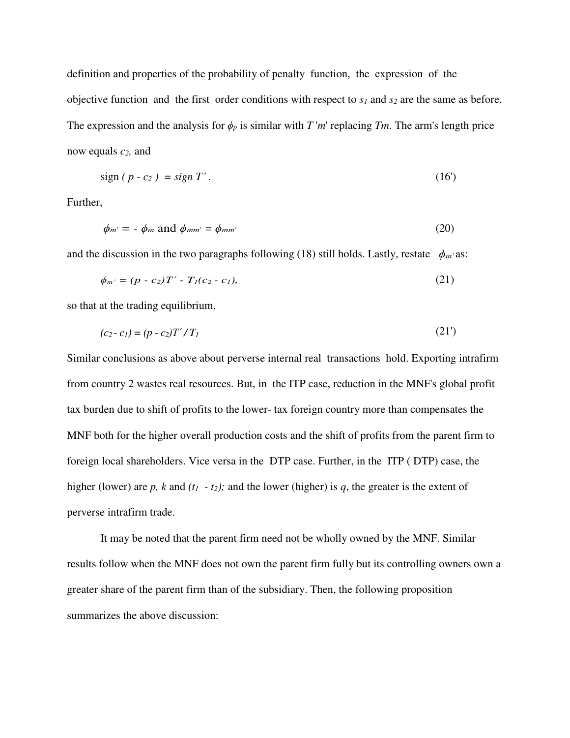definition and properties of the probability of penalty function, the expression of the objective function and the first order conditions with respect to $s_1$ and $s_2$ are the same as before. The expression and the analysis for $\phi_p$ is similar with $T'm'$ replacing $Tm$. The arm's length price now equals $c_2$, and

$$\text{sign}\ (p - c_2) = \text{sign}\ T' . \tag{16'}$$

Further,

$$\phi_{m'} = -\phi_m \text{ and } \phi_{mm'} = \phi_{mm'} \tag{20}$$

and the discussion in the two paragraphs following (18) still holds. Lastly, restate $\phi_{m'}$ as:

$$\phi_{m'} = (p - c_2)T' - T_1(c_2 - c_1), \tag{21}$$

so that at the trading equilibrium,

$$(c_2 - c_1) = (p - c_2)T' / T_1 \tag{21'}$$

Similar conclusions as above about perverse internal real transactions hold. Exporting intrafirm from country 2 wastes real resources. But, in the ITP case, reduction in the MNF's global profit tax burden due to shift of profits to the lower- tax foreign country more than compensates the MNF both for the higher overall production costs and the shift of profits from the parent firm to foreign local shareholders. Vice versa in the DTP case. Further, in the ITP ( DTP) case, the higher (lower) are $p$, $k$ and $(t_1 - t_2)$; and the lower (higher) is $q$, the greater is the extent of perverse intrafirm trade.

It may be noted that the parent firm need not be wholly owned by the MNF. Similar results follow when the MNF does not own the parent firm fully but its controlling owners own a greater share of the parent firm than of the subsidiary. Then, the following proposition summarizes the above discussion: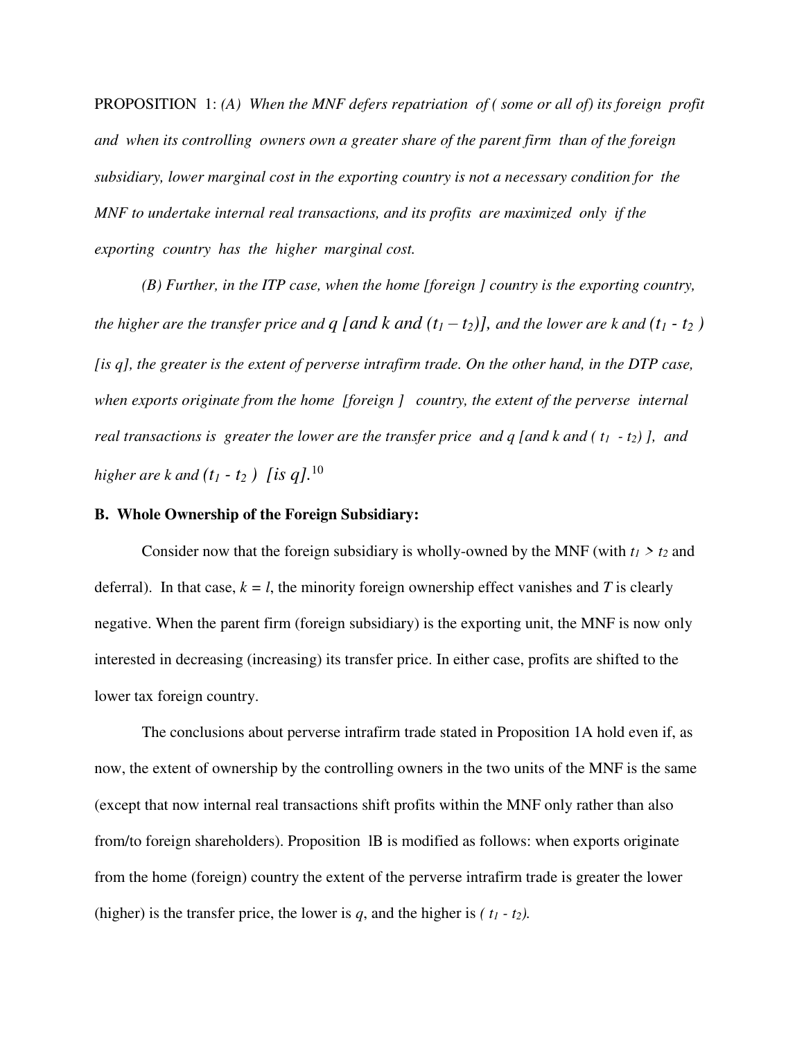PROPOSITION 1: *(A) When the MNF defers repatriation of ( some or all of) its foreign profit and when its controlling owners own a greater share of the parent firm than of the foreign subsidiary, lower marginal cost in the exporting country is not a necessary condition for the MNF to undertake internal real transactions, and its profits are maximized only if the exporting country has the higher marginal cost.*

*(B) Further, in the ITP case, when the home [foreign ] country is the exporting country, the higher are the transfer price and $q$ [and $k$ and $(t_1 – t_2)$], and the lower are $k$ and $(t_1 - t_2)$ [is $q$], the greater is the extent of perverse intrafirm trade. On the other hand, in the DTP case, when exports originate from the home [foreign ] country, the extent of the perverse internal real transactions is greater the lower are the transfer price and $q$ [and $k$ and $( t_1 - t_2)$ ], and higher are $k$ and $(t_1 - t_2)$ [is $q$].*[10]

**B. Whole Ownership of the Foreign Subsidiary:**

Consider now that the foreign subsidiary is wholly-owned by the MNF (with $t_1 > t_2$ and deferral). In that case, $k = l$, the minority foreign ownership effect vanishes and $T$ is clearly negative. When the parent firm (foreign subsidiary) is the exporting unit, the MNF is now only interested in decreasing (increasing) its transfer price. In either case, profits are shifted to the lower tax foreign country.

The conclusions about perverse intrafirm trade stated in Proposition 1A hold even if, as now, the extent of ownership by the controlling owners in the two units of the MNF is the same (except that now internal real transactions shift profits within the MNF only rather than also from/to foreign shareholders). Proposition 1B is modified as follows: when exports originate from the home (foreign) country the extent of the perverse intrafirm trade is greater the lower (higher) is the transfer price, the lower is $q$, and the higher is $( t_1 - t_2)$.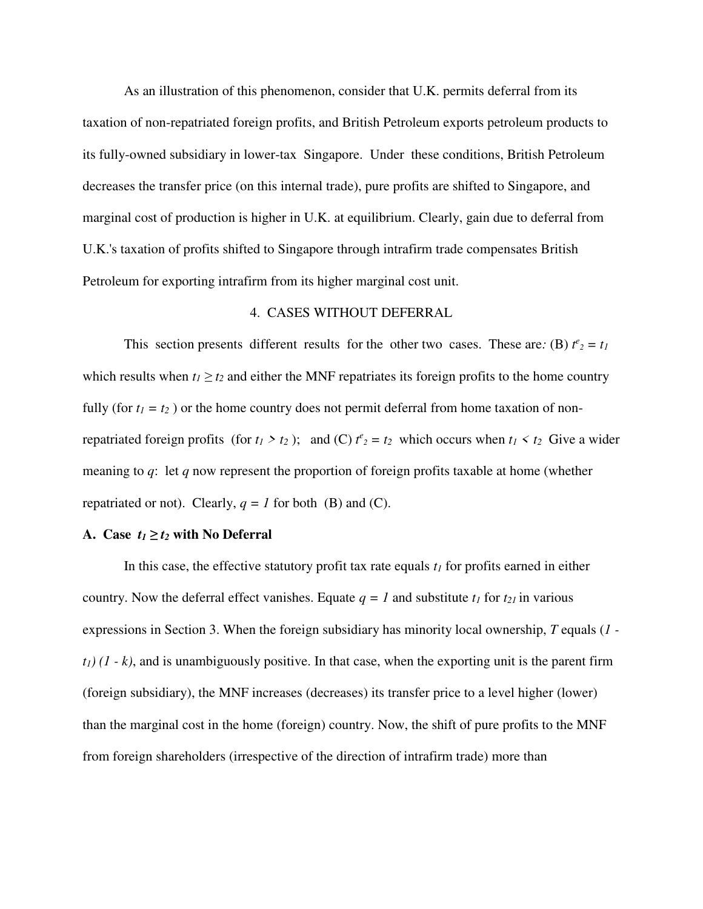As an illustration of this phenomenon, consider that U.K. permits deferral from its taxation of non-repatriated foreign profits, and British Petroleum exports petroleum products to its fully-owned subsidiary in lower-tax Singapore. Under these conditions, British Petroleum decreases the transfer price (on this internal trade), pure profits are shifted to Singapore, and marginal cost of production is higher in U.K. at equilibrium. Clearly, gain due to deferral from U.K.'s taxation of profits shifted to Singapore through intrafirm trade compensates British Petroleum for exporting intrafirm from its higher marginal cost unit.

## 4. CASES WITHOUT DEFERRAL

This section presents different results for the other two cases. These are*:* (B) $t^e_2 = t_1$ which results when $t_1 \geq t_2$ and either the MNF repatriates its foreign profits to the home country fully (for $t_1 = t_2$ ) or the home country does not permit deferral from home taxation of non-repatriated foreign profits (for $t_1 > t_2$ ); and (C) $t^e_2 = t_2$ which occurs when $t_1 < t_2$ Give a wider meaning to $q$: let $q$ now represent the proportion of foreign profits taxable at home (whether repatriated or not). Clearly, $q = 1$ for both (B) and (C).

### A. Case $t_1 \geq t_2$ with No Deferral

In this case, the effective statutory profit tax rate equals $t_1$ for profits earned in either country. Now the deferral effect vanishes. Equate $q = 1$ and substitute $t_1$ for $t_{21}$ in various expressions in Section 3. When the foreign subsidiary has minority local ownership, $T$ equals $(1 - t_1)(1 - k)$, and is unambiguously positive. In that case, when the exporting unit is the parent firm (foreign subsidiary), the MNF increases (decreases) its transfer price to a level higher (lower) than the marginal cost in the home (foreign) country. Now, the shift of pure profits to the MNF from foreign shareholders (irrespective of the direction of intrafirm trade) more than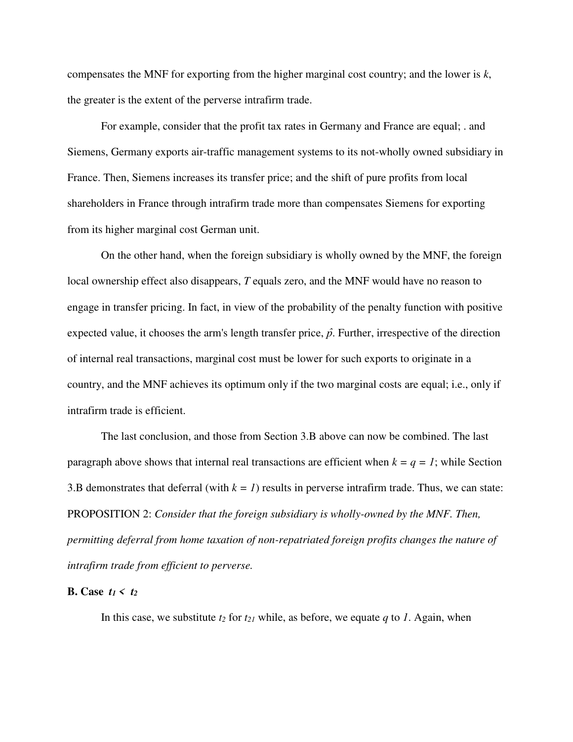compensates the MNF for exporting from the higher marginal cost country; and the lower is $k$, the greater is the extent of the perverse intrafirm trade.

For example, consider that the profit tax rates in Germany and France are equal; . and Siemens, Germany exports air-traffic management systems to its not-wholly owned subsidiary in France. Then, Siemens increases its transfer price; and the shift of pure profits from local shareholders in France through intrafirm trade more than compensates Siemens for exporting from its higher marginal cost German unit.

On the other hand, when the foreign subsidiary is wholly owned by the MNF, the foreign local ownership effect also disappears, $T$ equals zero, and the MNF would have no reason to engage in transfer pricing. In fact, in view of the probability of the penalty function with positive expected value, it chooses the arm's length transfer price, $\hat{p}$. Further, irrespective of the direction of internal real transactions, marginal cost must be lower for such exports to originate in a country, and the MNF achieves its optimum only if the two marginal costs are equal; i.e., only if intrafirm trade is efficient.

The last conclusion, and those from Section 3.B above can now be combined. The last paragraph above shows that internal real transactions are efficient when $k = q = 1$; while Section 3.B demonstrates that deferral (with $k = 1$) results in perverse intrafirm trade. Thus, we can state:
PROPOSITION 2: *Consider that the foreign subsidiary is wholly-owned by the MNF. Then, permitting deferral from home taxation of non-repatriated foreign profits changes the nature of intrafirm trade from efficient to perverse.*

**B. Case $t_1 < t_2$**

In this case, we substitute $t_2$ for $t_{21}$ while, as before, we equate $q$ to $1$. Again, when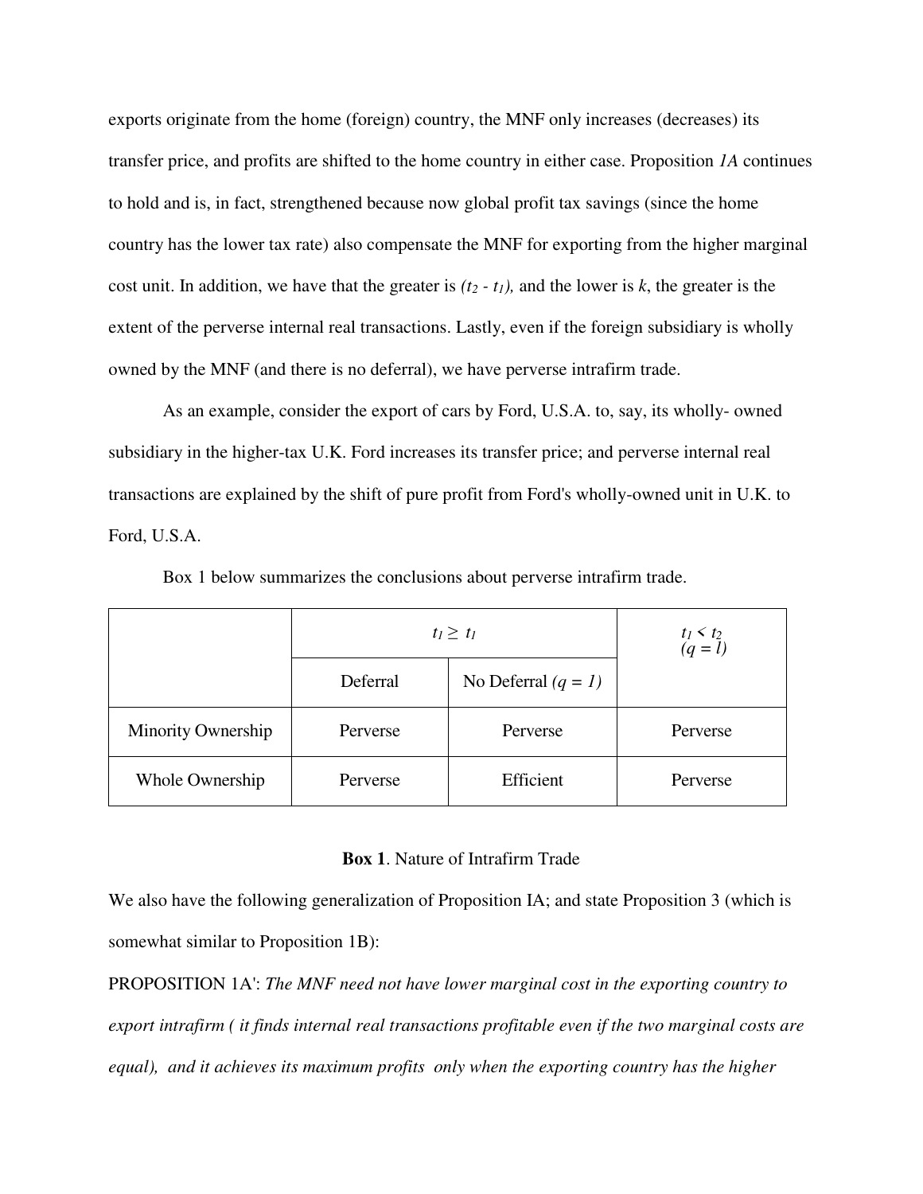exports originate from the home (foreign) country, the MNF only increases (decreases) its transfer price, and profits are shifted to the home country in either case. Proposition *1A* continues to hold and is, in fact, strengthened because now global profit tax savings (since the home country has the lower tax rate) also compensate the MNF for exporting from the higher marginal cost unit. In addition, we have that the greater is $(t_2 - t_1)$, and the lower is $k$, the greater is the extent of the perverse internal real transactions. Lastly, even if the foreign subsidiary is wholly owned by the MNF (and there is no deferral), we have perverse intrafirm trade.

As an example, consider the export of cars by Ford, U.S.A. to, say, its wholly- owned subsidiary in the higher-tax U.K. Ford increases its transfer price; and perverse internal real transactions are explained by the shift of pure profit from Ford's wholly-owned unit in U.K. to Ford, U.S.A.

Box 1 below summarizes the conclusions about perverse intrafirm trade.

| | $t_1 \geq t_1$ | | $t_1 < t_2$ $(q = 1)$ |
|---|---|---|---|
| | Deferral | No Deferral $(q = 1)$ | |
| Minority Ownership | Perverse | Perverse | Perverse |
| Whole Ownership | Perverse | Efficient | Perverse |

**Box 1**. Nature of Intrafirm Trade

We also have the following generalization of Proposition IA; and state Proposition 3 (which is somewhat similar to Proposition 1B):

PROPOSITION 1A': *The MNF need not have lower marginal cost in the exporting country to export intrafirm ( it finds internal real transactions profitable even if the two marginal costs are equal), and it achieves its maximum profits only when the exporting country has the higher*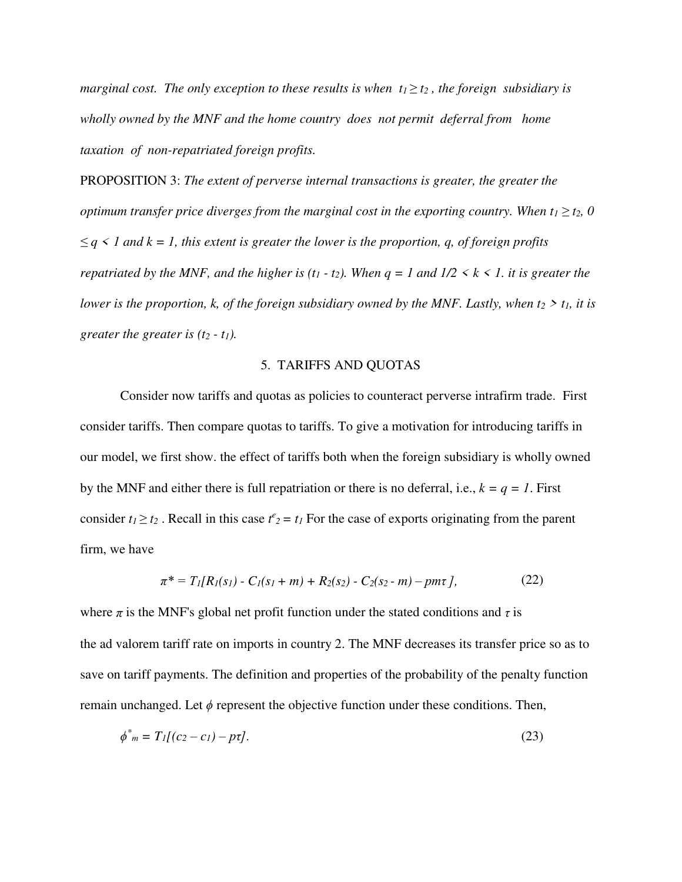*marginal cost. The only exception to these results is when $t_1 \geq t_2$, the foreign subsidiary is wholly owned by the MNF and the home country does not permit deferral from home taxation of non-repatriated foreign profits.*

PROPOSITION 3: *The extent of perverse internal transactions is greater, the greater the optimum transfer price diverges from the marginal cost in the exporting country. When $t_1 \geq t_2$, $0 \leq q < 1$ and $k = 1$, this extent is greater the lower is the proportion, $q$, of foreign profits repatriated by the MNF, and the higher is $(t_1 - t_2)$. When $q = 1$ and $1/2 < k < 1$. it is greater the lower is the proportion, $k$, of the foreign subsidiary owned by the MNF. Lastly, when $t_2 > t_1$, it is greater the greater is $(t_2 - t_1)$.*

## 5. TARIFFS AND QUOTAS

Consider now tariffs and quotas as policies to counteract perverse intrafirm trade. First consider tariffs. Then compare quotas to tariffs. To give a motivation for introducing tariffs in our model, we first show. the effect of tariffs both when the foreign subsidiary is wholly owned by the MNF and either there is full repatriation or there is no deferral, i.e., $k = q = 1$. First consider $t_1 \geq t_2$. Recall in this case $t^e_2 = t_1$ For the case of exports originating from the parent firm, we have

$$\pi^* = T_1[R_1(s_1) - C_1(s_1 + m) + R_2(s_2) - C_2(s_2 - m) - pm\tau], \tag{22}$$

where $\pi$ is the MNF's global net profit function under the stated conditions and $\tau$ is the ad valorem tariff rate on imports in country 2. The MNF decreases its transfer price so as to save on tariff payments. The definition and properties of the probability of the penalty function remain unchanged. Let $\phi$ represent the objective function under these conditions. Then,

$$\phi^*_m = T_1[(c_2 - c_1) - p\tau]. \tag{23}$$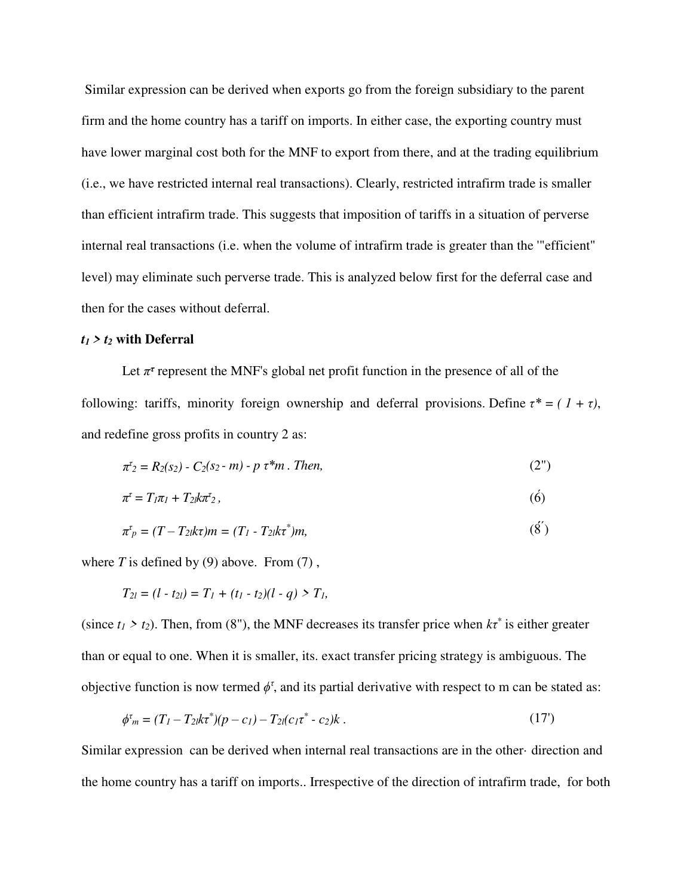Similar expression can be derived when exports go from the foreign subsidiary to the parent firm and the home country has a tariff on imports. In either case, the exporting country must have lower marginal cost both for the MNF to export from there, and at the trading equilibrium (i.e., we have restricted internal real transactions). Clearly, restricted intrafirm trade is smaller than efficient intrafirm trade. This suggests that imposition of tariffs in a situation of perverse internal real transactions (i.e. when the volume of intrafirm trade is greater than the '"efficient" level) may eliminate such perverse trade. This is analyzed below first for the deferral case and then for the cases without deferral.

### $t_1 > t_2$ with Deferral

Let $\pi^{\tau}$ represent the MNF's global net profit function in the presence of all of the following: tariffs, minority foreign ownership and deferral provisions. Define $\tau^* = (1 + \tau)$, and redefine gross profits in country 2 as:

$$\pi^{\tau}_2 = R_2(s_2) - C_2(s_2 - m) - p\,\tau^* m \text{ . Then,} \tag{2''}$$

$$\pi^{\tau} = T_1\pi_1 + T_{2l}k\pi^{\tau}_2 \,, \tag{6'}$$

$$\pi^{\tau}_p = (T - T_{2l}k\tau)m = (T_1 - T_{2l}k\tau^*)m, \tag{8''}$$

where $T$ is defined by (9) above. From (7) ,

$$T_{2l} = (l - t_{2l}) = T_1 + (t_1 - t_2)(l - q) > T_1,$$

(since $t_1 > t_2$). Then, from (8"), the MNF decreases its transfer price when $k\tau^*$ is either greater than or equal to one. When it is smaller, its. exact transfer pricing strategy is ambiguous. The objective function is now termed $\phi^{\tau}$, and its partial derivative with respect to m can be stated as:

$$\phi^{\tau}_m = (T_1 - T_{2l}k\tau^*)(p - c_1) - T_{2l}(c_1\tau^* - c_2)k \,. \tag{17'}$$

Similar expression can be derived when internal real transactions are in the other· direction and the home country has a tariff on imports.. Irrespective of the direction of intrafirm trade, for both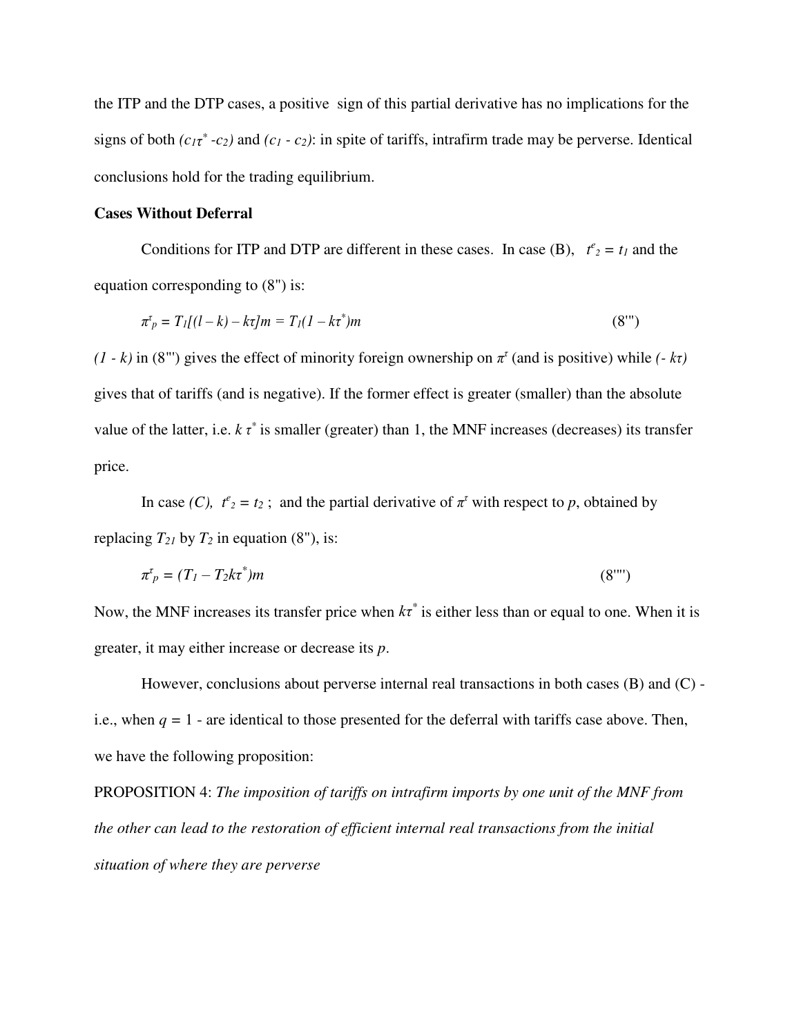the ITP and the DTP cases, a positive sign of this partial derivative has no implications for the signs of both $(c_1\tau^* - c_2)$ and $(c_1 - c_2)$: in spite of tariffs, intrafirm trade may be perverse. Identical conclusions hold for the trading equilibrium.

**Cases Without Deferral**

Conditions for ITP and DTP are different in these cases. In case (B), $t^e_2 = t_1$ and the equation corresponding to (8") is:

$$\pi^\tau_p = T_1[(l - k) - k\tau]m = T_1(1 - k\tau^*)m \qquad (8''')$$

$(1 - k)$ in (8"') gives the effect of minority foreign ownership on $\pi^\tau$ (and is positive) while $(- k\tau)$ gives that of tariffs (and is negative). If the former effect is greater (smaller) than the absolute value of the latter, i.e. $k\,\tau^*$ is smaller (greater) than 1, the MNF increases (decreases) its transfer price.

In case *(C)*, $t^e_2 = t_2$ ; and the partial derivative of $\pi^\tau$ with respect to $p$, obtained by replacing $T_{21}$ by $T_2$ in equation (8"), is:

$$\pi^\tau_p = (T_1 - T_2k\tau^*)m \qquad (8'''')$$

Now, the MNF increases its transfer price when $k\tau^*$ is either less than or equal to one. When it is greater, it may either increase or decrease its $p$.

However, conclusions about perverse internal real transactions in both cases (B) and (C) - i.e., when $q = 1$ - are identical to those presented for the deferral with tariffs case above. Then, we have the following proposition:

PROPOSITION 4: *The imposition of tariffs on intrafirm imports by one unit of the MNF from the other can lead to the restoration of efficient internal real transactions from the initial situation of where they are perverse*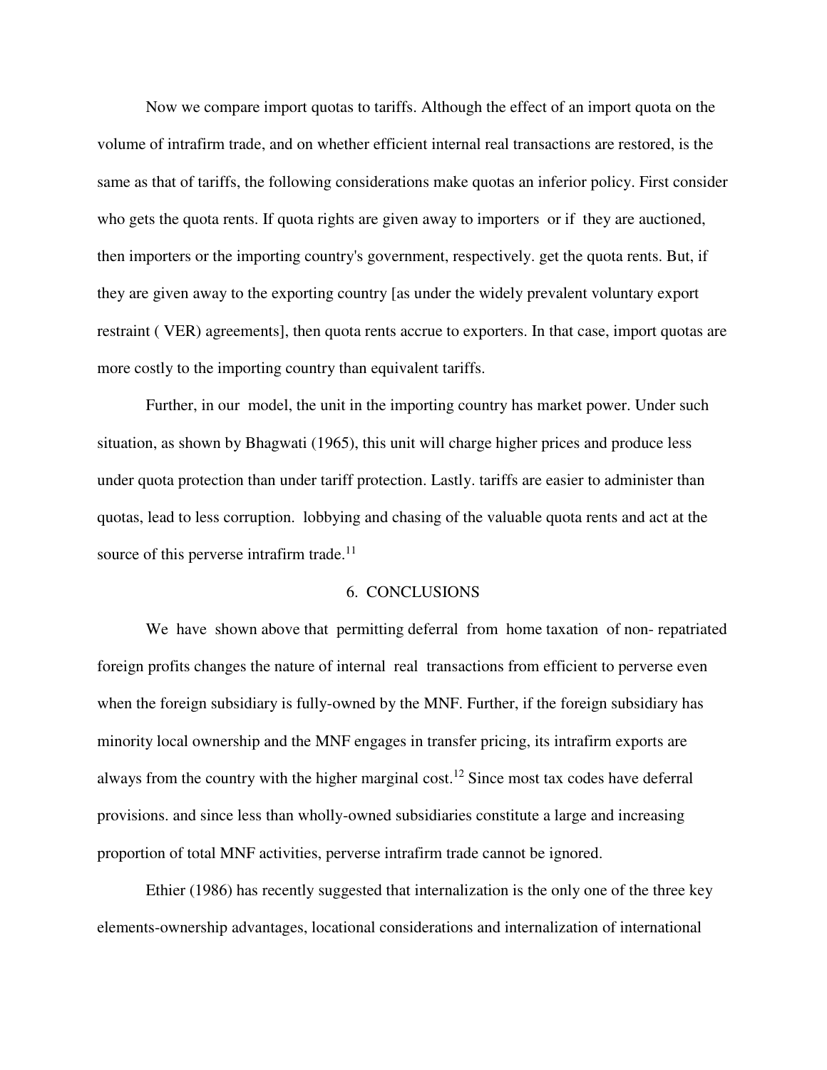Now we compare import quotas to tariffs. Although the effect of an import quota on the volume of intrafirm trade, and on whether efficient internal real transactions are restored, is the same as that of tariffs, the following considerations make quotas an inferior policy. First consider who gets the quota rents. If quota rights are given away to importers or if they are auctioned, then importers or the importing country's government, respectively. get the quota rents. But, if they are given away to the exporting country [as under the widely prevalent voluntary export restraint ( VER) agreements], then quota rents accrue to exporters. In that case, import quotas are more costly to the importing country than equivalent tariffs.

Further, in our model, the unit in the importing country has market power. Under such situation, as shown by Bhagwati (1965), this unit will charge higher prices and produce less under quota protection than under tariff protection. Lastly. tariffs are easier to administer than quotas, lead to less corruption. lobbying and chasing of the valuable quota rents and act at the source of this perverse intrafirm trade.[11]

## 6. CONCLUSIONS

We have shown above that permitting deferral from home taxation of non- repatriated foreign profits changes the nature of internal real transactions from efficient to perverse even when the foreign subsidiary is fully-owned by the MNF. Further, if the foreign subsidiary has minority local ownership and the MNF engages in transfer pricing, its intrafirm exports are always from the country with the higher marginal cost.[12] Since most tax codes have deferral provisions. and since less than wholly-owned subsidiaries constitute a large and increasing proportion of total MNF activities, perverse intrafirm trade cannot be ignored.

Ethier (1986) has recently suggested that internalization is the only one of the three key elements-ownership advantages, locational considerations and internalization of international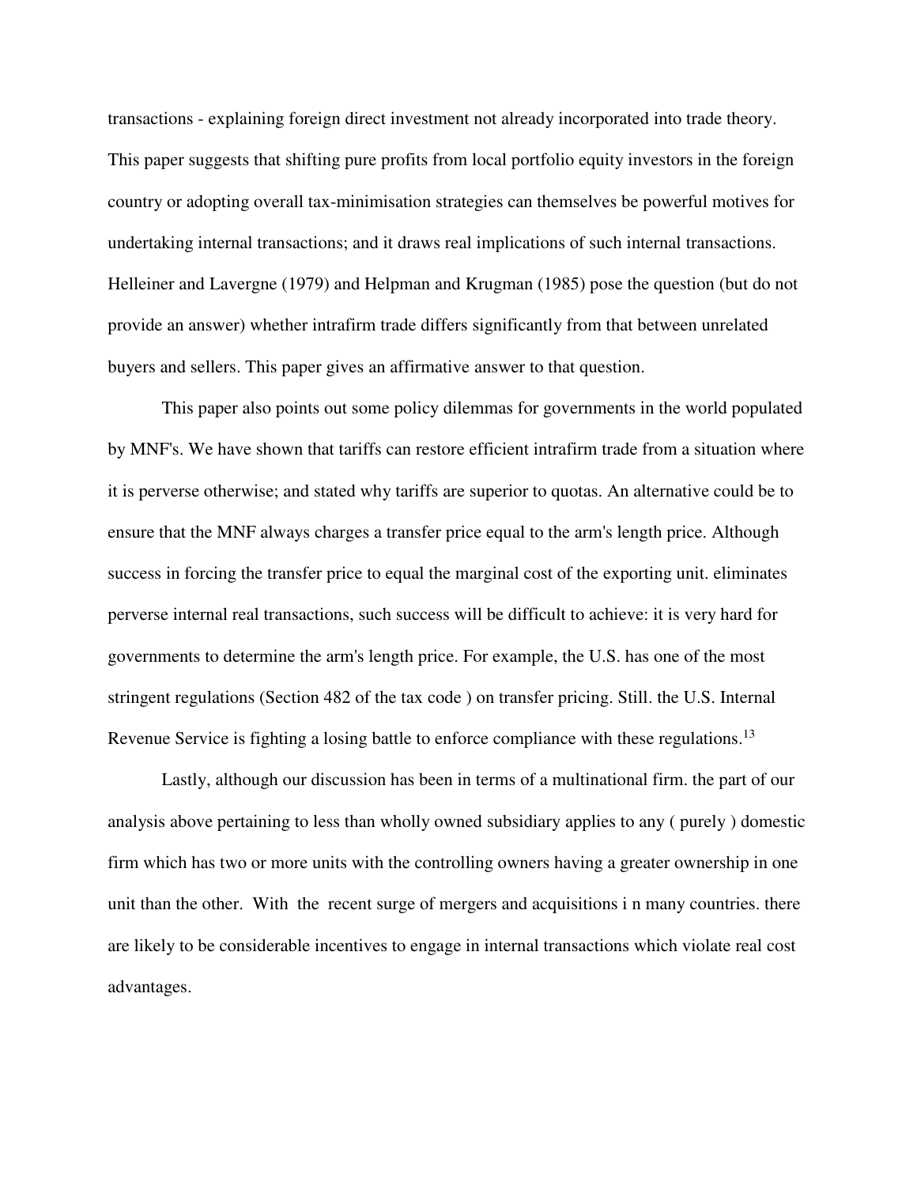transactions - explaining foreign direct investment not already incorporated into trade theory. This paper suggests that shifting pure profits from local portfolio equity investors in the foreign country or adopting overall tax-minimisation strategies can themselves be powerful motives for undertaking internal transactions; and it draws real implications of such internal transactions. Helleiner and Lavergne (1979) and Helpman and Krugman (1985) pose the question (but do not provide an answer) whether intrafirm trade differs significantly from that between unrelated buyers and sellers. This paper gives an affirmative answer to that question.

This paper also points out some policy dilemmas for governments in the world populated by MNF's. We have shown that tariffs can restore efficient intrafirm trade from a situation where it is perverse otherwise; and stated why tariffs are superior to quotas. An alternative could be to ensure that the MNF always charges a transfer price equal to the arm's length price. Although success in forcing the transfer price to equal the marginal cost of the exporting unit. eliminates perverse internal real transactions, such success will be difficult to achieve: it is very hard for governments to determine the arm's length price. For example, the U.S. has one of the most stringent regulations (Section 482 of the tax code ) on transfer pricing. Still. the U.S. Internal Revenue Service is fighting a losing battle to enforce compliance with these regulations.[13]

Lastly, although our discussion has been in terms of a multinational firm. the part of our analysis above pertaining to less than wholly owned subsidiary applies to any ( purely ) domestic firm which has two or more units with the controlling owners having a greater ownership in one unit than the other. With the recent surge of mergers and acquisitions i n many countries. there are likely to be considerable incentives to engage in internal transactions which violate real cost advantages.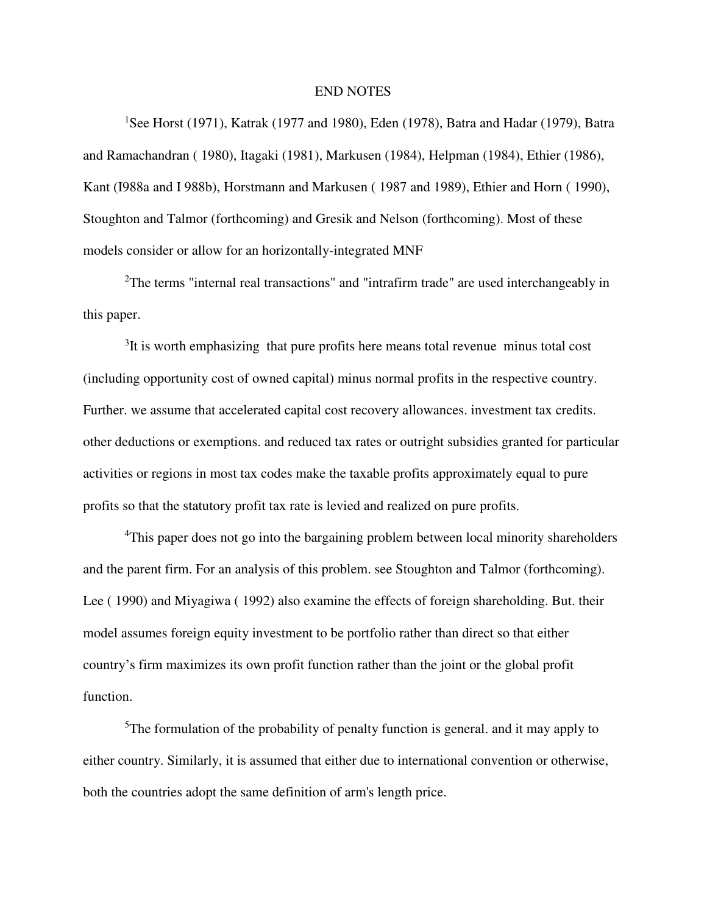## END NOTES

[1]See Horst (1971), Katrak (1977 and 1980), Eden (1978), Batra and Hadar (1979), Batra and Ramachandran ( 1980), Itagaki (1981), Markusen (1984), Helpman (1984), Ethier (1986), Kant (I988a and I 988b), Horstmann and Markusen ( 1987 and 1989), Ethier and Horn ( 1990), Stoughton and Talmor (forthcoming) and Gresik and Nelson (forthcoming). Most of these models consider or allow for an horizontally-integrated MNF

[2]The terms "internal real transactions" and "intrafirm trade" are used interchangeably in this paper.

[3]It is worth emphasizing that pure profits here means total revenue minus total cost (including opportunity cost of owned capital) minus normal profits in the respective country. Further. we assume that accelerated capital cost recovery allowances. investment tax credits. other deductions or exemptions. and reduced tax rates or outright subsidies granted for particular activities or regions in most tax codes make the taxable profits approximately equal to pure profits so that the statutory profit tax rate is levied and realized on pure profits.

[4]This paper does not go into the bargaining problem between local minority shareholders and the parent firm. For an analysis of this problem. see Stoughton and Talmor (forthcoming). Lee ( 1990) and Miyagiwa ( 1992) also examine the effects of foreign shareholding. But. their model assumes foreign equity investment to be portfolio rather than direct so that either country's firm maximizes its own profit function rather than the joint or the global profit function.

[5]The formulation of the probability of penalty function is general. and it may apply to either country. Similarly, it is assumed that either due to international convention or otherwise, both the countries adopt the same definition of arm's length price.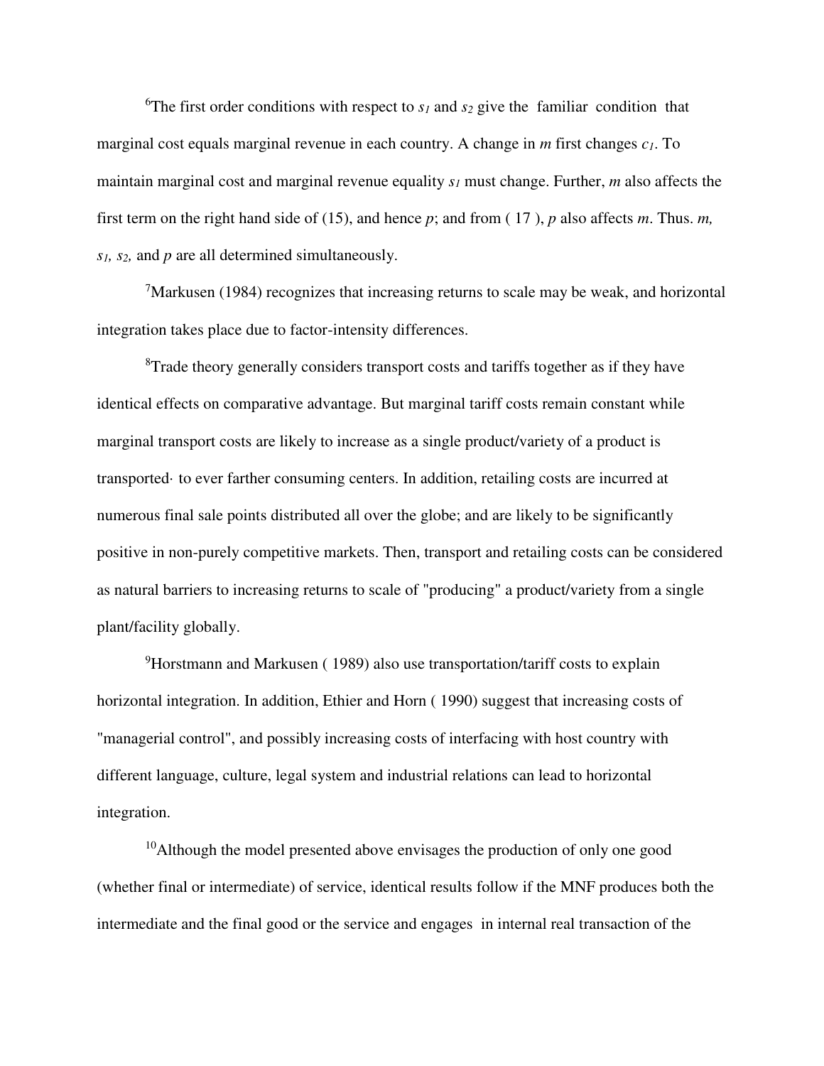[6]The first order conditions with respect to $s_1$ and $s_2$ give the familiar condition that marginal cost equals marginal revenue in each country. A change in $m$ first changes $c_1$. To maintain marginal cost and marginal revenue equality $s_1$ must change. Further, $m$ also affects the first term on the right hand side of (15), and hence $p$; and from ( 17 ), $p$ also affects $m$. Thus. $m$, $s_1$, $s_2$, and $p$ are all determined simultaneously.

[7]Markusen (1984) recognizes that increasing returns to scale may be weak, and horizontal integration takes place due to factor-intensity differences.

[8]Trade theory generally considers transport costs and tariffs together as if they have identical effects on comparative advantage. But marginal tariff costs remain constant while marginal transport costs are likely to increase as a single product/variety of a product is transported· to ever farther consuming centers. In addition, retailing costs are incurred at numerous final sale points distributed all over the globe; and are likely to be significantly positive in non-purely competitive markets. Then, transport and retailing costs can be considered as natural barriers to increasing returns to scale of "producing" a product/variety from a single plant/facility globally.

[9]Horstmann and Markusen ( 1989) also use transportation/tariff costs to explain horizontal integration. In addition, Ethier and Horn ( 1990) suggest that increasing costs of "managerial control", and possibly increasing costs of interfacing with host country with different language, culture, legal system and industrial relations can lead to horizontal integration.

[10]Although the model presented above envisages the production of only one good (whether final or intermediate) of service, identical results follow if the MNF produces both the intermediate and the final good or the service and engages in internal real transaction of the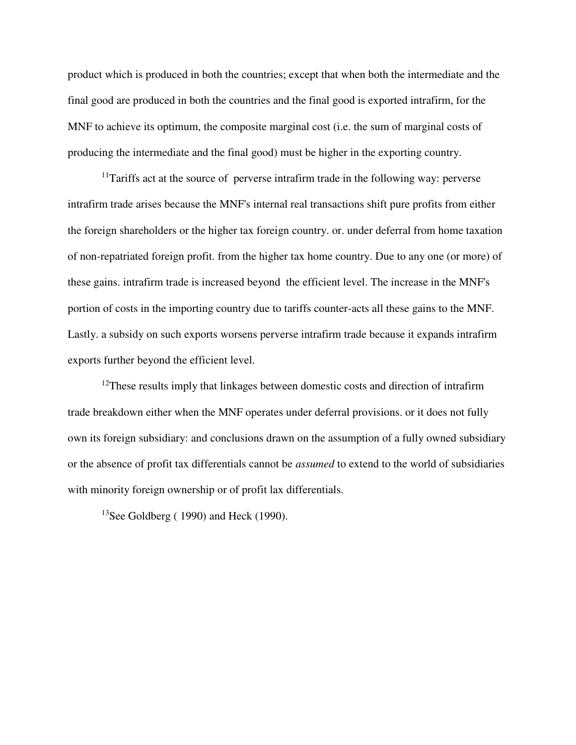product which is produced in both the countries; except that when both the intermediate and the final good are produced in both the countries and the final good is exported intrafirm, for the MNF to achieve its optimum, the composite marginal cost (i.e. the sum of marginal costs of producing the intermediate and the final good) must be higher in the exporting country.

[11]Tariffs act at the source of perverse intrafirm trade in the following way: perverse intrafirm trade arises because the MNF's internal real transactions shift pure profits from either the foreign shareholders or the higher tax foreign country. or. under deferral from home taxation of non-repatriated foreign profit. from the higher tax home country. Due to any one (or more) of these gains. intrafirm trade is increased beyond the efficient level. The increase in the MNF's portion of costs in the importing country due to tariffs counter-acts all these gains to the MNF. Lastly. a subsidy on such exports worsens perverse intrafirm trade because it expands intrafirm exports further beyond the efficient level.

[12]These results imply that linkages between domestic costs and direction of intrafirm trade breakdown either when the MNF operates under deferral provisions. or it does not fully own its foreign subsidiary: and conclusions drawn on the assumption of a fully owned subsidiary or the absence of profit tax differentials cannot be *assumed* to extend to the world of subsidiaries with minority foreign ownership or of profit lax differentials.

[13]See Goldberg ( 1990) and Heck (1990).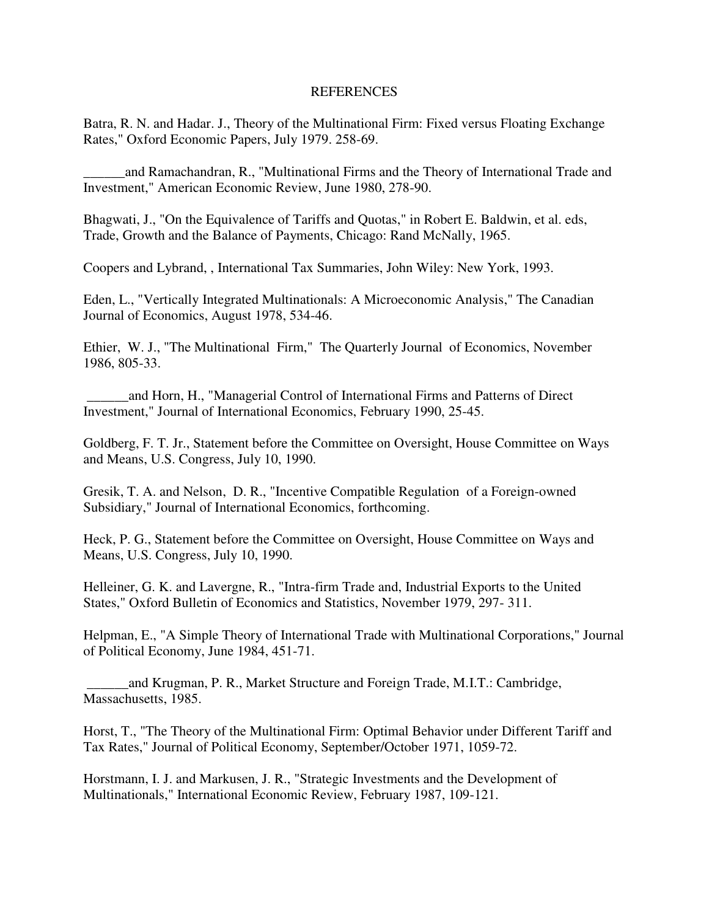# REFERENCES

Batra, R. N. and Hadar. J., Theory of the Multinational Firm: Fixed versus Floating Exchange Rates," Oxford Economic Papers, July 1979. 258-69.

______and Ramachandran, R., "Multinational Firms and the Theory of International Trade and Investment," American Economic Review, June 1980, 278-90.

Bhagwati, J., "On the Equivalence of Tariffs and Quotas," in Robert E. Baldwin, et al. eds, Trade, Growth and the Balance of Payments, Chicago: Rand McNally, 1965.

Coopers and Lybrand, , International Tax Summaries, John Wiley: New York, 1993.

Eden, L., "Vertically Integrated Multinationals: A Microeconomic Analysis," The Canadian Journal of Economics, August 1978, 534-46.

Ethier, W. J., "The Multinational Firm," The Quarterly Journal of Economics, November 1986, 805-33.

______and Horn, H., "Managerial Control of International Firms and Patterns of Direct Investment," Journal of International Economics, February 1990, 25-45.

Goldberg, F. T. Jr., Statement before the Committee on Oversight, House Committee on Ways and Means, U.S. Congress, July 10, 1990.

Gresik, T. A. and Nelson, D. R., "Incentive Compatible Regulation of a Foreign-owned Subsidiary," Journal of International Economics, forthcoming.

Heck, P. G., Statement before the Committee on Oversight, House Committee on Ways and Means, U.S. Congress, July 10, 1990.

Helleiner, G. K. and Lavergne, R., "Intra-firm Trade and, Industrial Exports to the United States," Oxford Bulletin of Economics and Statistics, November 1979, 297- 311.

Helpman, E., "A Simple Theory of International Trade with Multinational Corporations," Journal of Political Economy, June 1984, 451-71.

______and Krugman, P. R., Market Structure and Foreign Trade, M.I.T.: Cambridge, Massachusetts, 1985.

Horst, T., "The Theory of the Multinational Firm: Optimal Behavior under Different Tariff and Tax Rates," Journal of Political Economy, September/October 1971, 1059-72.

Horstmann, I. J. and Markusen, J. R., "Strategic Investments and the Development of Multinationals," International Economic Review, February 1987, 109-121.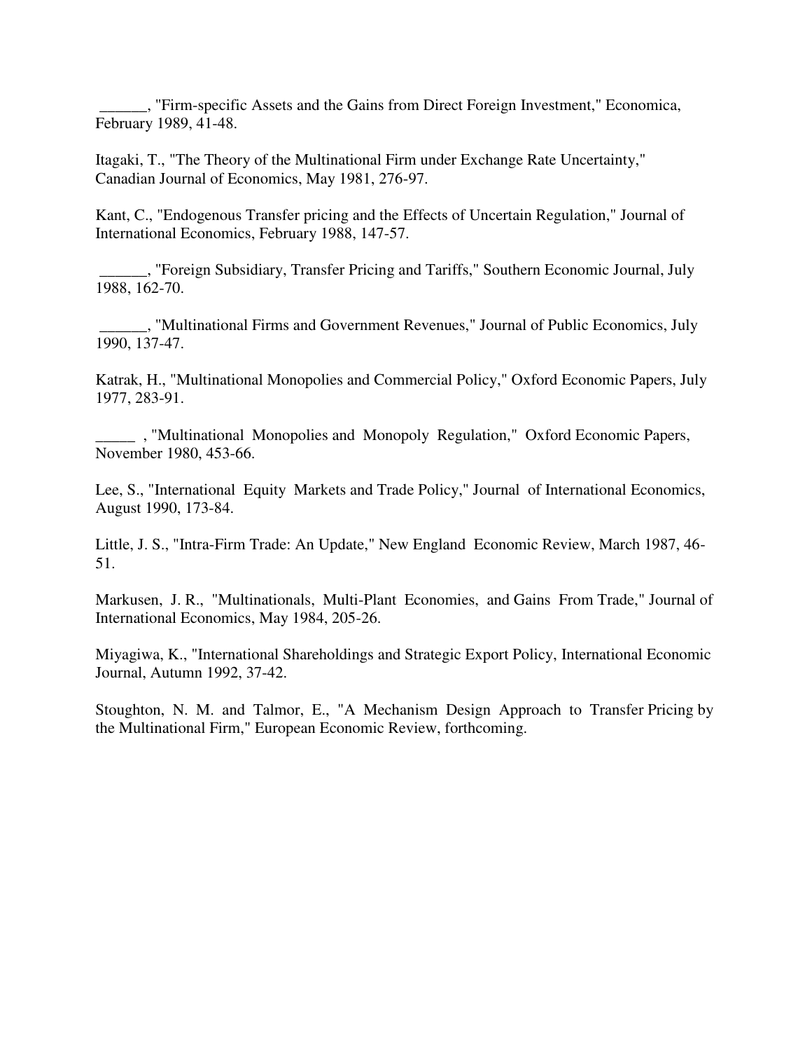______, "Firm-specific Assets and the Gains from Direct Foreign Investment," Economica, February 1989, 41-48.

Itagaki, T., "The Theory of the Multinational Firm under Exchange Rate Uncertainty," Canadian Journal of Economics, May 1981, 276-97.

Kant, C., "Endogenous Transfer pricing and the Effects of Uncertain Regulation," Journal of International Economics, February 1988, 147-57.

______, "Foreign Subsidiary, Transfer Pricing and Tariffs," Southern Economic Journal, July 1988, 162-70.

______, "Multinational Firms and Government Revenues," Journal of Public Economics, July 1990, 137-47.

Katrak, H., "Multinational Monopolies and Commercial Policy," Oxford Economic Papers, July 1977, 283-91.

_____ , "Multinational Monopolies and Monopoly Regulation," Oxford Economic Papers, November 1980, 453-66.

Lee, S., "International Equity Markets and Trade Policy," Journal of International Economics, August 1990, 173-84.

Little, J. S., "Intra-Firm Trade: An Update," New England Economic Review, March 1987, 46-51.

Markusen, J. R., "Multinationals, Multi-Plant Economies, and Gains From Trade," Journal of International Economics, May 1984, 205-26.

Miyagiwa, K., "International Shareholdings and Strategic Export Policy, International Economic Journal, Autumn 1992, 37-42.

Stoughton, N. M. and Talmor, E., "A Mechanism Design Approach to Transfer Pricing by the Multinational Firm," European Economic Review, forthcoming.